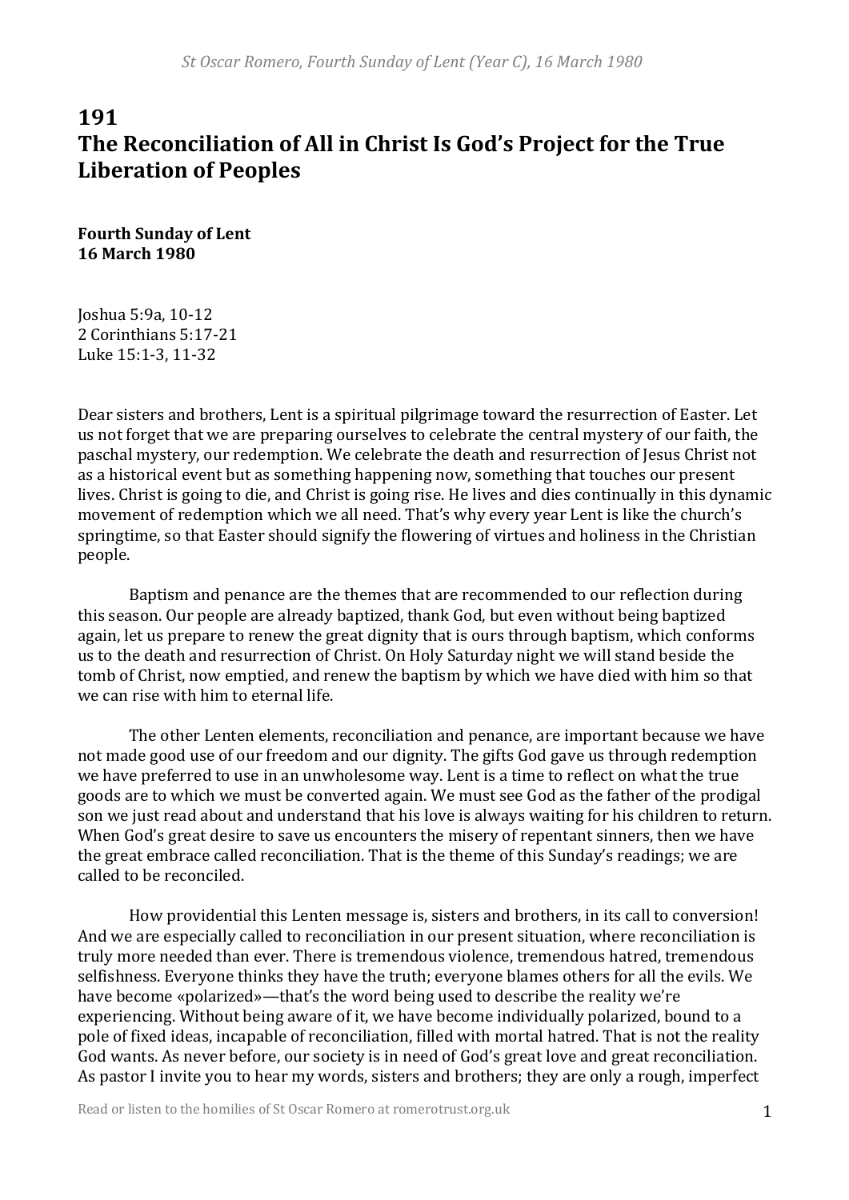# 191
# The Reconciliation of All in Christ Is God's Project for the True Liberation of Peoples

**Fourth Sunday of Lent**
**16 March 1980**

Joshua 5:9a, 10-12
2 Corinthians 5:17-21
Luke 15:1-3, 11-32

Dear sisters and brothers, Lent is a spiritual pilgrimage toward the resurrection of Easter. Let us not forget that we are preparing ourselves to celebrate the central mystery of our faith, the paschal mystery, our redemption. We celebrate the death and resurrection of Jesus Christ not as a historical event but as something happening now, something that touches our present lives. Christ is going to die, and Christ is going rise. He lives and dies continually in this dynamic movement of redemption which we all need. That's why every year Lent is like the church's springtime, so that Easter should signify the flowering of virtues and holiness in the Christian people.

Baptism and penance are the themes that are recommended to our reflection during this season. Our people are already baptized, thank God, but even without being baptized again, let us prepare to renew the great dignity that is ours through baptism, which conforms us to the death and resurrection of Christ. On Holy Saturday night we will stand beside the tomb of Christ, now emptied, and renew the baptism by which we have died with him so that we can rise with him to eternal life.

The other Lenten elements, reconciliation and penance, are important because we have not made good use of our freedom and our dignity. The gifts God gave us through redemption we have preferred to use in an unwholesome way. Lent is a time to reflect on what the true goods are to which we must be converted again. We must see God as the father of the prodigal son we just read about and understand that his love is always waiting for his children to return. When God's great desire to save us encounters the misery of repentant sinners, then we have the great embrace called reconciliation. That is the theme of this Sunday's readings; we are called to be reconciled.

How providential this Lenten message is, sisters and brothers, in its call to conversion! And we are especially called to reconciliation in our present situation, where reconciliation is truly more needed than ever. There is tremendous violence, tremendous hatred, tremendous selfishness. Everyone thinks they have the truth; everyone blames others for all the evils. We have become «polarized»—that's the word being used to describe the reality we're experiencing. Without being aware of it, we have become individually polarized, bound to a pole of fixed ideas, incapable of reconciliation, filled with mortal hatred. That is not the reality God wants. As never before, our society is in need of God's great love and great reconciliation. As pastor I invite you to hear my words, sisters and brothers; they are only a rough, imperfect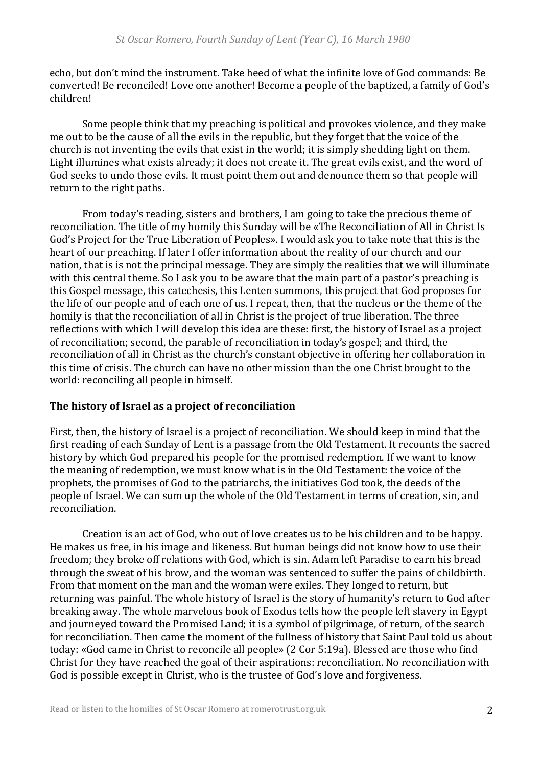echo, but don't mind the instrument. Take heed of what the infinite love of God commands: Be converted! Be reconciled! Love one another! Become a people of the baptized, a family of God's children!

Some people think that my preaching is political and provokes violence, and they make me out to be the cause of all the evils in the republic, but they forget that the voice of the church is not inventing the evils that exist in the world; it is simply shedding light on them. Light illumines what exists already; it does not create it. The great evils exist, and the word of God seeks to undo those evils. It must point them out and denounce them so that people will return to the right paths.

From today's reading, sisters and brothers, I am going to take the precious theme of reconciliation. The title of my homily this Sunday will be «The Reconciliation of All in Christ Is God's Project for the True Liberation of Peoples». I would ask you to take note that this is the heart of our preaching. If later I offer information about the reality of our church and our nation, that is is not the principal message. They are simply the realities that we will illuminate with this central theme. So I ask you to be aware that the main part of a pastor's preaching is this Gospel message, this catechesis, this Lenten summons, this project that God proposes for the life of our people and of each one of us. I repeat, then, that the nucleus or the theme of the homily is that the reconciliation of all in Christ is the project of true liberation. The three reflections with which I will develop this idea are these: first, the history of Israel as a project of reconciliation; second, the parable of reconciliation in today's gospel; and third, the reconciliation of all in Christ as the church's constant objective in offering her collaboration in this time of crisis. The church can have no other mission than the one Christ brought to the world: reconciling all people in himself.

## The history of Israel as a project of reconciliation

First, then, the history of Israel is a project of reconciliation. We should keep in mind that the first reading of each Sunday of Lent is a passage from the Old Testament. It recounts the sacred history by which God prepared his people for the promised redemption. If we want to know the meaning of redemption, we must know what is in the Old Testament: the voice of the prophets, the promises of God to the patriarchs, the initiatives God took, the deeds of the people of Israel. We can sum up the whole of the Old Testament in terms of creation, sin, and reconciliation.

Creation is an act of God, who out of love creates us to be his children and to be happy. He makes us free, in his image and likeness. But human beings did not know how to use their freedom; they broke off relations with God, which is sin. Adam left Paradise to earn his bread through the sweat of his brow, and the woman was sentenced to suffer the pains of childbirth. From that moment on the man and the woman were exiles. They longed to return, but returning was painful. The whole history of Israel is the story of humanity's return to God after breaking away. The whole marvelous book of Exodus tells how the people left slavery in Egypt and journeyed toward the Promised Land; it is a symbol of pilgrimage, of return, of the search for reconciliation. Then came the moment of the fullness of history that Saint Paul told us about today: «God came in Christ to reconcile all people» (2 Cor 5:19a). Blessed are those who find Christ for they have reached the goal of their aspirations: reconciliation. No reconciliation with God is possible except in Christ, who is the trustee of God's love and forgiveness.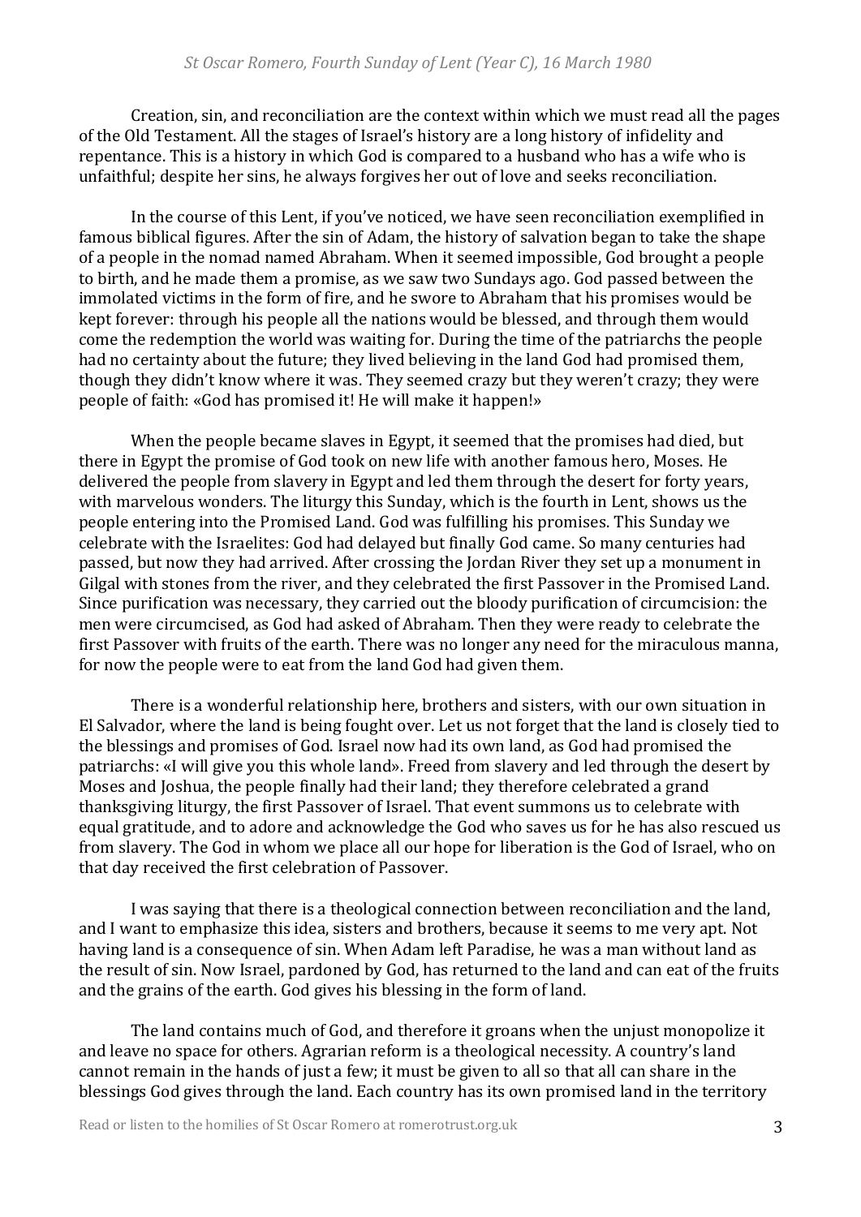Creation, sin, and reconciliation are the context within which we must read all the pages of the Old Testament. All the stages of Israel's history are a long history of infidelity and repentance. This is a history in which God is compared to a husband who has a wife who is unfaithful; despite her sins, he always forgives her out of love and seeks reconciliation.

In the course of this Lent, if you've noticed, we have seen reconciliation exemplified in famous biblical figures. After the sin of Adam, the history of salvation began to take the shape of a people in the nomad named Abraham. When it seemed impossible, God brought a people to birth, and he made them a promise, as we saw two Sundays ago. God passed between the immolated victims in the form of fire, and he swore to Abraham that his promises would be kept forever: through his people all the nations would be blessed, and through them would come the redemption the world was waiting for. During the time of the patriarchs the people had no certainty about the future; they lived believing in the land God had promised them, though they didn't know where it was. They seemed crazy but they weren't crazy; they were people of faith: «God has promised it! He will make it happen!»

When the people became slaves in Egypt, it seemed that the promises had died, but there in Egypt the promise of God took on new life with another famous hero, Moses. He delivered the people from slavery in Egypt and led them through the desert for forty years, with marvelous wonders. The liturgy this Sunday, which is the fourth in Lent, shows us the people entering into the Promised Land. God was fulfilling his promises. This Sunday we celebrate with the Israelites: God had delayed but finally God came. So many centuries had passed, but now they had arrived. After crossing the Jordan River they set up a monument in Gilgal with stones from the river, and they celebrated the first Passover in the Promised Land. Since purification was necessary, they carried out the bloody purification of circumcision: the men were circumcised, as God had asked of Abraham. Then they were ready to celebrate the first Passover with fruits of the earth. There was no longer any need for the miraculous manna, for now the people were to eat from the land God had given them.

There is a wonderful relationship here, brothers and sisters, with our own situation in El Salvador, where the land is being fought over. Let us not forget that the land is closely tied to the blessings and promises of God. Israel now had its own land, as God had promised the patriarchs: «I will give you this whole land». Freed from slavery and led through the desert by Moses and Joshua, the people finally had their land; they therefore celebrated a grand thanksgiving liturgy, the first Passover of Israel. That event summons us to celebrate with equal gratitude, and to adore and acknowledge the God who saves us for he has also rescued us from slavery. The God in whom we place all our hope for liberation is the God of Israel, who on that day received the first celebration of Passover.

I was saying that there is a theological connection between reconciliation and the land, and I want to emphasize this idea, sisters and brothers, because it seems to me very apt. Not having land is a consequence of sin. When Adam left Paradise, he was a man without land as the result of sin. Now Israel, pardoned by God, has returned to the land and can eat of the fruits and the grains of the earth. God gives his blessing in the form of land.

The land contains much of God, and therefore it groans when the unjust monopolize it and leave no space for others. Agrarian reform is a theological necessity. A country's land cannot remain in the hands of just a few; it must be given to all so that all can share in the blessings God gives through the land. Each country has its own promised land in the territory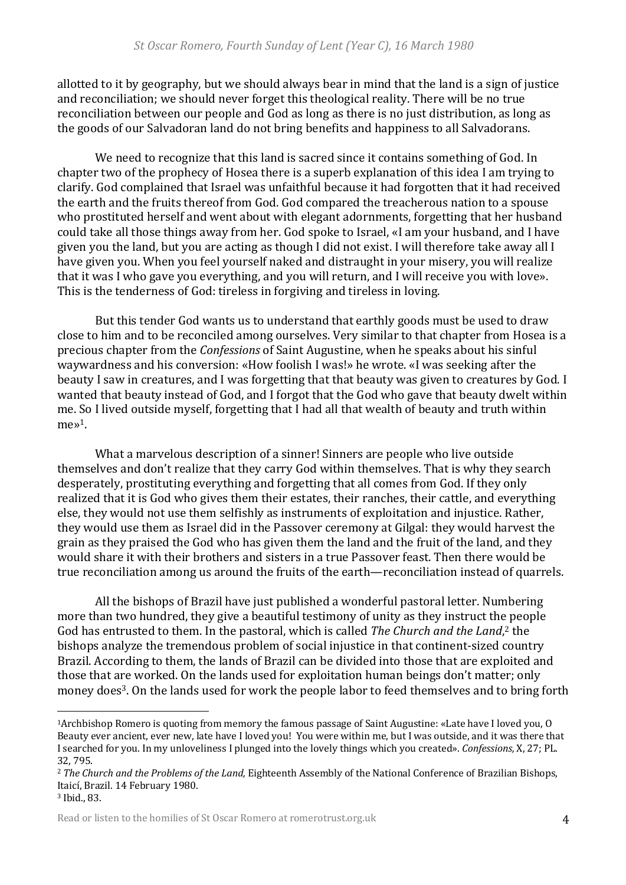allotted to it by geography, but we should always bear in mind that the land is a sign of justice and reconciliation; we should never forget this theological reality. There will be no true reconciliation between our people and God as long as there is no just distribution, as long as the goods of our Salvadoran land do not bring benefits and happiness to all Salvadorans.

We need to recognize that this land is sacred since it contains something of God. In chapter two of the prophecy of Hosea there is a superb explanation of this idea I am trying to clarify. God complained that Israel was unfaithful because it had forgotten that it had received the earth and the fruits thereof from God. God compared the treacherous nation to a spouse who prostituted herself and went about with elegant adornments, forgetting that her husband could take all those things away from her. God spoke to Israel, «I am your husband, and I have given you the land, but you are acting as though I did not exist. I will therefore take away all I have given you. When you feel yourself naked and distraught in your misery, you will realize that it was I who gave you everything, and you will return, and I will receive you with love». This is the tenderness of God: tireless in forgiving and tireless in loving.

But this tender God wants us to understand that earthly goods must be used to draw close to him and to be reconciled among ourselves. Very similar to that chapter from Hosea is a precious chapter from the *Confessions* of Saint Augustine, when he speaks about his sinful waywardness and his conversion: «How foolish I was!» he wrote. «I was seeking after the beauty I saw in creatures, and I was forgetting that that beauty was given to creatures by God. I wanted that beauty instead of God, and I forgot that the God who gave that beauty dwelt within me. So I lived outside myself, forgetting that I had all that wealth of beauty and truth within me»[1].

What a marvelous description of a sinner! Sinners are people who live outside themselves and don't realize that they carry God within themselves. That is why they search desperately, prostituting everything and forgetting that all comes from God. If they only realized that it is God who gives them their estates, their ranches, their cattle, and everything else, they would not use them selfishly as instruments of exploitation and injustice. Rather, they would use them as Israel did in the Passover ceremony at Gilgal: they would harvest the grain as they praised the God who has given them the land and the fruit of the land, and they would share it with their brothers and sisters in a true Passover feast. Then there would be true reconciliation among us around the fruits of the earth—reconciliation instead of quarrels.

All the bishops of Brazil have just published a wonderful pastoral letter. Numbering more than two hundred, they give a beautiful testimony of unity as they instruct the people God has entrusted to them. In the pastoral, which is called *The Church and the Land*,[2] the bishops analyze the tremendous problem of social injustice in that continent-sized country Brazil. According to them, the lands of Brazil can be divided into those that are exploited and those that are worked. On the lands used for exploitation human beings don't matter; only money does[3]. On the lands used for work the people labor to feed themselves and to bring forth

---

[1] Archbishop Romero is quoting from memory the famous passage of Saint Augustine: «Late have I loved you, O Beauty ever ancient, ever new, late have I loved you! You were within me, but I was outside, and it was there that I searched for you. In my unloveliness I plunged into the lovely things which you created». *Confessions,* X, 27; PL. 32, 795.

[2] *The Church and the Problems of the Land,* Eighteenth Assembly of the National Conference of Brazilian Bishops, Itaicí, Brazil. 14 February 1980.

[3] Ibid., 83.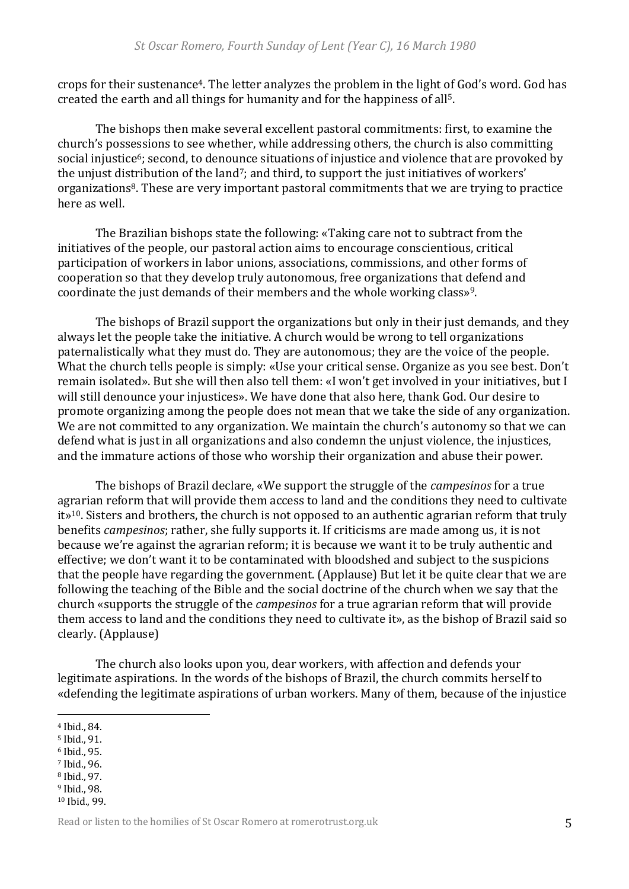crops for their sustenance[4]. The letter analyzes the problem in the light of God's word. God has created the earth and all things for humanity and for the happiness of all[5].

The bishops then make several excellent pastoral commitments: first, to examine the church's possessions to see whether, while addressing others, the church is also committing social injustice[6]; second, to denounce situations of injustice and violence that are provoked by the unjust distribution of the land[7]; and third, to support the just initiatives of workers' organizations[8]. These are very important pastoral commitments that we are trying to practice here as well.

The Brazilian bishops state the following: «Taking care not to subtract from the initiatives of the people, our pastoral action aims to encourage conscientious, critical participation of workers in labor unions, associations, commissions, and other forms of cooperation so that they develop truly autonomous, free organizations that defend and coordinate the just demands of their members and the whole working class»[9].

The bishops of Brazil support the organizations but only in their just demands, and they always let the people take the initiative. A church would be wrong to tell organizations paternalistically what they must do. They are autonomous; they are the voice of the people. What the church tells people is simply: «Use your critical sense. Organize as you see best. Don't remain isolated». But she will then also tell them: «I won't get involved in your initiatives, but I will still denounce your injustices». We have done that also here, thank God. Our desire to promote organizing among the people does not mean that we take the side of any organization. We are not committed to any organization. We maintain the church's autonomy so that we can defend what is just in all organizations and also condemn the unjust violence, the injustices, and the immature actions of those who worship their organization and abuse their power.

The bishops of Brazil declare, «We support the struggle of the *campesinos* for a true agrarian reform that will provide them access to land and the conditions they need to cultivate it»[10]. Sisters and brothers, the church is not opposed to an authentic agrarian reform that truly benefits *campesinos*; rather, she fully supports it. If criticisms are made among us, it is not because we're against the agrarian reform; it is because we want it to be truly authentic and effective; we don't want it to be contaminated with bloodshed and subject to the suspicions that the people have regarding the government. (Applause) But let it be quite clear that we are following the teaching of the Bible and the social doctrine of the church when we say that the church «supports the struggle of the *campesinos* for a true agrarian reform that will provide them access to land and the conditions they need to cultivate it», as the bishop of Brazil said so clearly. (Applause)

The church also looks upon you, dear workers, with affection and defends your legitimate aspirations. In the words of the bishops of Brazil, the church commits herself to «defending the legitimate aspirations of urban workers. Many of them, because of the injustice

---

[4] Ibid., 84.
[5] Ibid., 91.
[6] Ibid., 95.
[7] Ibid., 96.
[8] Ibid., 97.
[9] Ibid., 98.
[10] Ibid., 99.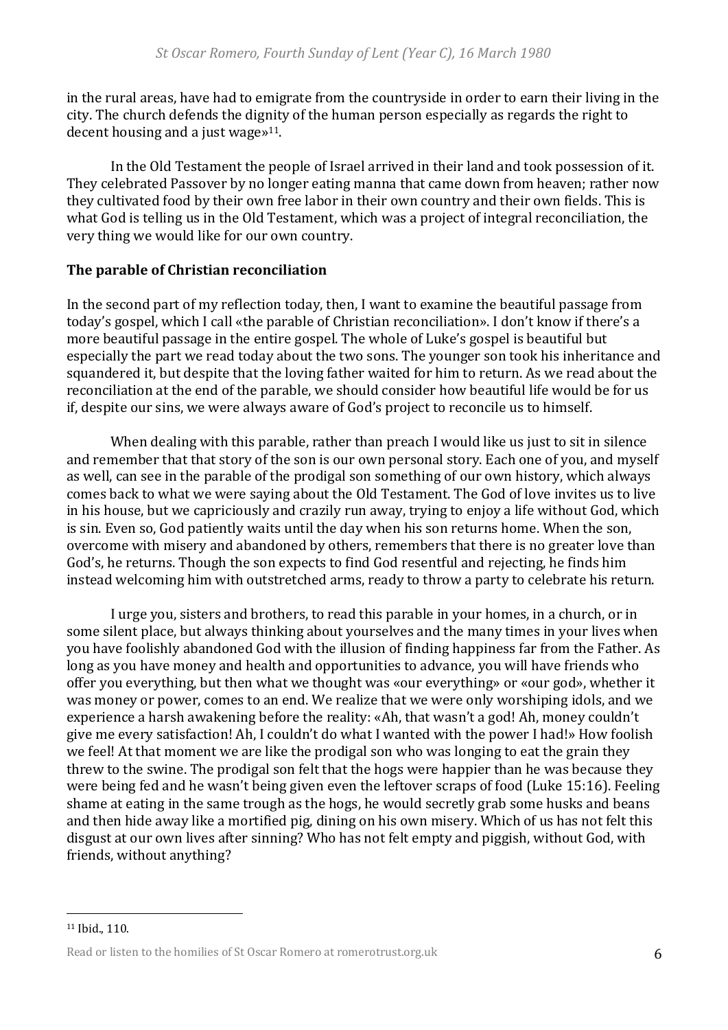in the rural areas, have had to emigrate from the countryside in order to earn their living in the city. The church defends the dignity of the human person especially as regards the right to decent housing and a just wage»[11].

In the Old Testament the people of Israel arrived in their land and took possession of it. They celebrated Passover by no longer eating manna that came down from heaven; rather now they cultivated food by their own free labor in their own country and their own fields. This is what God is telling us in the Old Testament, which was a project of integral reconciliation, the very thing we would like for our own country.

**The parable of Christian reconciliation**

In the second part of my reflection today, then, I want to examine the beautiful passage from today's gospel, which I call «the parable of Christian reconciliation». I don't know if there's a more beautiful passage in the entire gospel. The whole of Luke's gospel is beautiful but especially the part we read today about the two sons. The younger son took his inheritance and squandered it, but despite that the loving father waited for him to return. As we read about the reconciliation at the end of the parable, we should consider how beautiful life would be for us if, despite our sins, we were always aware of God's project to reconcile us to himself.

When dealing with this parable, rather than preach I would like us just to sit in silence and remember that that story of the son is our own personal story. Each one of you, and myself as well, can see in the parable of the prodigal son something of our own history, which always comes back to what we were saying about the Old Testament. The God of love invites us to live in his house, but we capriciously and crazily run away, trying to enjoy a life without God, which is sin. Even so, God patiently waits until the day when his son returns home. When the son, overcome with misery and abandoned by others, remembers that there is no greater love than God's, he returns. Though the son expects to find God resentful and rejecting, he finds him instead welcoming him with outstretched arms, ready to throw a party to celebrate his return.

I urge you, sisters and brothers, to read this parable in your homes, in a church, or in some silent place, but always thinking about yourselves and the many times in your lives when you have foolishly abandoned God with the illusion of finding happiness far from the Father. As long as you have money and health and opportunities to advance, you will have friends who offer you everything, but then what we thought was «our everything» or «our god», whether it was money or power, comes to an end. We realize that we were only worshiping idols, and we experience a harsh awakening before the reality: «Ah, that wasn't a god! Ah, money couldn't give me every satisfaction! Ah, I couldn't do what I wanted with the power I had!» How foolish we feel! At that moment we are like the prodigal son who was longing to eat the grain they threw to the swine. The prodigal son felt that the hogs were happier than he was because they were being fed and he wasn't being given even the leftover scraps of food (Luke 15:16). Feeling shame at eating in the same trough as the hogs, he would secretly grab some husks and beans and then hide away like a mortified pig, dining on his own misery. Which of us has not felt this disgust at our own lives after sinning? Who has not felt empty and piggish, without God, with friends, without anything?

[11] Ibid., 110.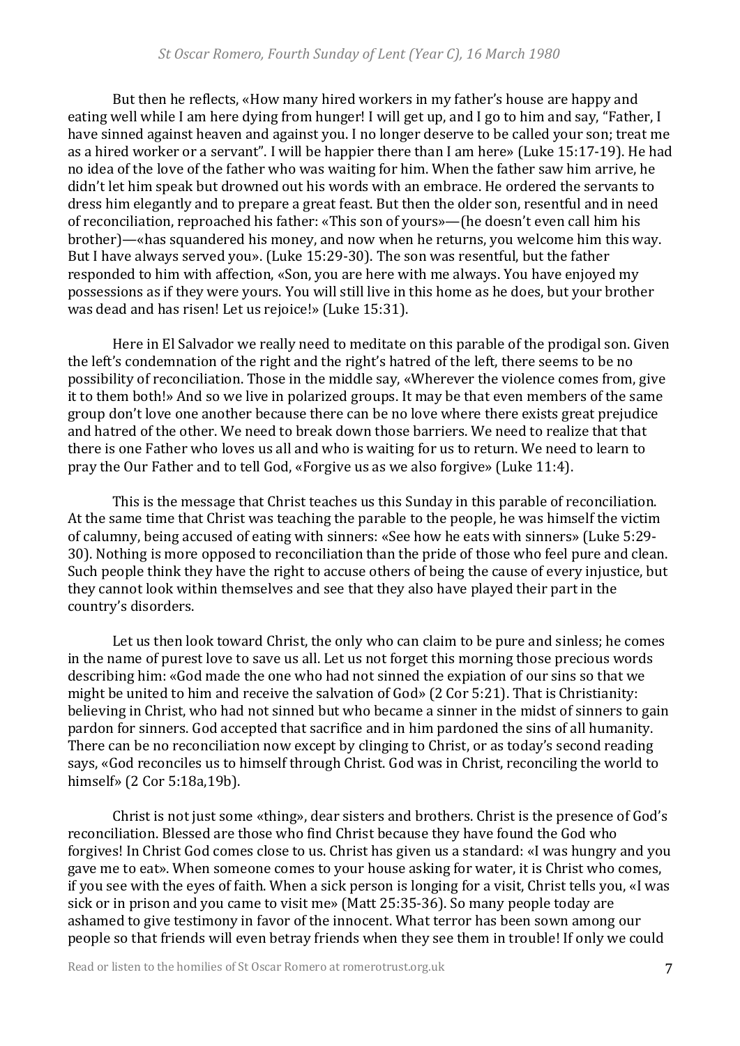But then he reflects, «How many hired workers in my father's house are happy and eating well while I am here dying from hunger! I will get up, and I go to him and say, "Father, I have sinned against heaven and against you. I no longer deserve to be called your son; treat me as a hired worker or a servant". I will be happier there than I am here» (Luke 15:17-19). He had no idea of the love of the father who was waiting for him. When the father saw him arrive, he didn't let him speak but drowned out his words with an embrace. He ordered the servants to dress him elegantly and to prepare a great feast. But then the older son, resentful and in need of reconciliation, reproached his father: «This son of yours»—(he doesn't even call him his brother)—«has squandered his money, and now when he returns, you welcome him this way. But I have always served you». (Luke 15:29-30). The son was resentful, but the father responded to him with affection, «Son, you are here with me always. You have enjoyed my possessions as if they were yours. You will still live in this home as he does, but your brother was dead and has risen! Let us rejoice!» (Luke 15:31).

Here in El Salvador we really need to meditate on this parable of the prodigal son. Given the left's condemnation of the right and the right's hatred of the left, there seems to be no possibility of reconciliation. Those in the middle say, «Wherever the violence comes from, give it to them both!» And so we live in polarized groups. It may be that even members of the same group don't love one another because there can be no love where there exists great prejudice and hatred of the other. We need to break down those barriers. We need to realize that that there is one Father who loves us all and who is waiting for us to return. We need to learn to pray the Our Father and to tell God, «Forgive us as we also forgive» (Luke 11:4).

This is the message that Christ teaches us this Sunday in this parable of reconciliation. At the same time that Christ was teaching the parable to the people, he was himself the victim of calumny, being accused of eating with sinners: «See how he eats with sinners» (Luke 5:29-30). Nothing is more opposed to reconciliation than the pride of those who feel pure and clean. Such people think they have the right to accuse others of being the cause of every injustice, but they cannot look within themselves and see that they also have played their part in the country's disorders.

Let us then look toward Christ, the only who can claim to be pure and sinless; he comes in the name of purest love to save us all. Let us not forget this morning those precious words describing him: «God made the one who had not sinned the expiation of our sins so that we might be united to him and receive the salvation of God» (2 Cor 5:21). That is Christianity: believing in Christ, who had not sinned but who became a sinner in the midst of sinners to gain pardon for sinners. God accepted that sacrifice and in him pardoned the sins of all humanity. There can be no reconciliation now except by clinging to Christ, or as today's second reading says, «God reconciles us to himself through Christ. God was in Christ, reconciling the world to himself» (2 Cor 5:18a,19b).

Christ is not just some «thing», dear sisters and brothers. Christ is the presence of God's reconciliation. Blessed are those who find Christ because they have found the God who forgives! In Christ God comes close to us. Christ has given us a standard: «I was hungry and you gave me to eat». When someone comes to your house asking for water, it is Christ who comes, if you see with the eyes of faith. When a sick person is longing for a visit, Christ tells you, «I was sick or in prison and you came to visit me» (Matt 25:35-36). So many people today are ashamed to give testimony in favor of the innocent. What terror has been sown among our people so that friends will even betray friends when they see them in trouble! If only we could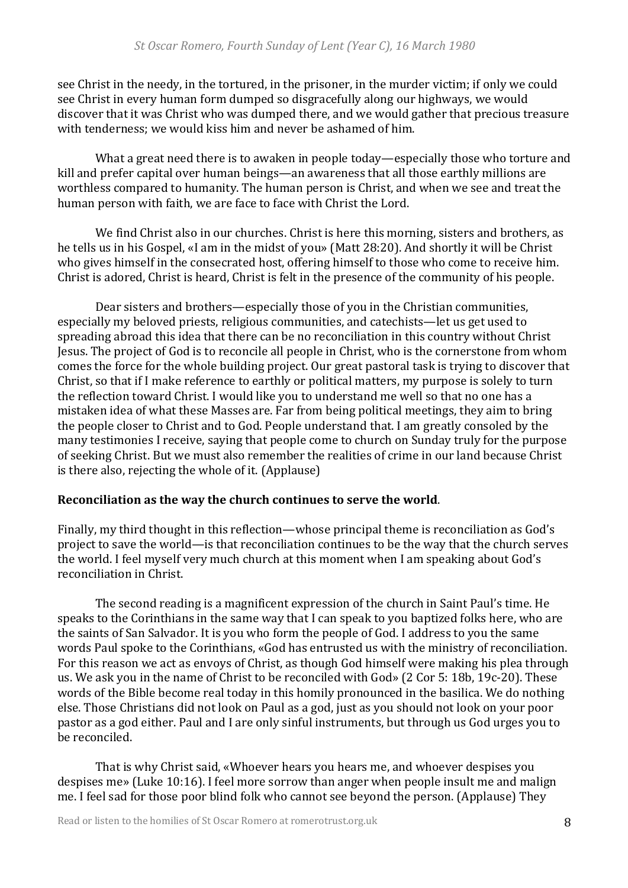see Christ in the needy, in the tortured, in the prisoner, in the murder victim; if only we could see Christ in every human form dumped so disgracefully along our highways, we would discover that it was Christ who was dumped there, and we would gather that precious treasure with tenderness; we would kiss him and never be ashamed of him.

What a great need there is to awaken in people today—especially those who torture and kill and prefer capital over human beings—an awareness that all those earthly millions are worthless compared to humanity. The human person is Christ, and when we see and treat the human person with faith, we are face to face with Christ the Lord.

We find Christ also in our churches. Christ is here this morning, sisters and brothers, as he tells us in his Gospel, «I am in the midst of you» (Matt 28:20). And shortly it will be Christ who gives himself in the consecrated host, offering himself to those who come to receive him. Christ is adored, Christ is heard, Christ is felt in the presence of the community of his people.

Dear sisters and brothers—especially those of you in the Christian communities, especially my beloved priests, religious communities, and catechists—let us get used to spreading abroad this idea that there can be no reconciliation in this country without Christ Jesus. The project of God is to reconcile all people in Christ, who is the cornerstone from whom comes the force for the whole building project. Our great pastoral task is trying to discover that Christ, so that if I make reference to earthly or political matters, my purpose is solely to turn the reflection toward Christ. I would like you to understand me well so that no one has a mistaken idea of what these Masses are. Far from being political meetings, they aim to bring the people closer to Christ and to God. People understand that. I am greatly consoled by the many testimonies I receive, saying that people come to church on Sunday truly for the purpose of seeking Christ. But we must also remember the realities of crime in our land because Christ is there also, rejecting the whole of it. (Applause)

**Reconciliation as the way the church continues to serve the world**.

Finally, my third thought in this reflection—whose principal theme is reconciliation as God's project to save the world—is that reconciliation continues to be the way that the church serves the world. I feel myself very much church at this moment when I am speaking about God's reconciliation in Christ.

The second reading is a magnificent expression of the church in Saint Paul's time. He speaks to the Corinthians in the same way that I can speak to you baptized folks here, who are the saints of San Salvador. It is you who form the people of God. I address to you the same words Paul spoke to the Corinthians, «God has entrusted us with the ministry of reconciliation. For this reason we act as envoys of Christ, as though God himself were making his plea through us. We ask you in the name of Christ to be reconciled with God» (2 Cor 5: 18b, 19c-20). These words of the Bible become real today in this homily pronounced in the basilica. We do nothing else. Those Christians did not look on Paul as a god, just as you should not look on your poor pastor as a god either. Paul and I are only sinful instruments, but through us God urges you to be reconciled.

That is why Christ said, «Whoever hears you hears me, and whoever despises you despises me» (Luke 10:16). I feel more sorrow than anger when people insult me and malign me. I feel sad for those poor blind folk who cannot see beyond the person. (Applause) They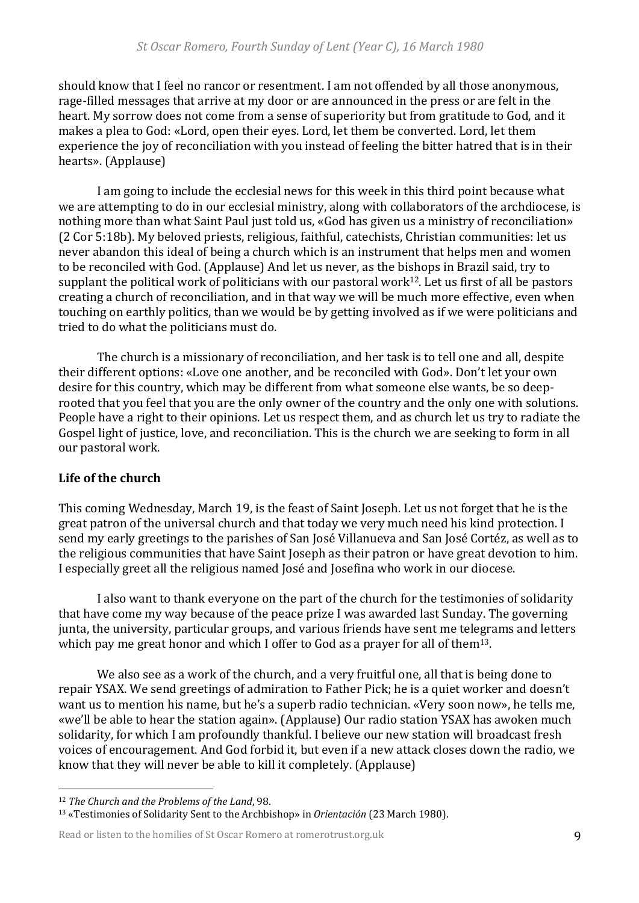should know that I feel no rancor or resentment. I am not offended by all those anonymous, rage-filled messages that arrive at my door or are announced in the press or are felt in the heart. My sorrow does not come from a sense of superiority but from gratitude to God, and it makes a plea to God: «Lord, open their eyes. Lord, let them be converted. Lord, let them experience the joy of reconciliation with you instead of feeling the bitter hatred that is in their hearts». (Applause)

I am going to include the ecclesial news for this week in this third point because what we are attempting to do in our ecclesial ministry, along with collaborators of the archdiocese, is nothing more than what Saint Paul just told us, «God has given us a ministry of reconciliation» (2 Cor 5:18b). My beloved priests, religious, faithful, catechists, Christian communities: let us never abandon this ideal of being a church which is an instrument that helps men and women to be reconciled with God. (Applause) And let us never, as the bishops in Brazil said, try to supplant the political work of politicians with our pastoral work[12]. Let us first of all be pastors creating a church of reconciliation, and in that way we will be much more effective, even when touching on earthly politics, than we would be by getting involved as if we were politicians and tried to do what the politicians must do.

The church is a missionary of reconciliation, and her task is to tell one and all, despite their different options: «Love one another, and be reconciled with God». Don't let your own desire for this country, which may be different from what someone else wants, be so deep-rooted that you feel that you are the only owner of the country and the only one with solutions. People have a right to their opinions. Let us respect them, and as church let us try to radiate the Gospel light of justice, love, and reconciliation. This is the church we are seeking to form in all our pastoral work.

## Life of the church

This coming Wednesday, March 19, is the feast of Saint Joseph. Let us not forget that he is the great patron of the universal church and that today we very much need his kind protection. I send my early greetings to the parishes of San José Villanueva and San José Cortéz, as well as to the religious communities that have Saint Joseph as their patron or have great devotion to him. I especially greet all the religious named José and Josefina who work in our diocese.

I also want to thank everyone on the part of the church for the testimonies of solidarity that have come my way because of the peace prize I was awarded last Sunday. The governing junta, the university, particular groups, and various friends have sent me telegrams and letters which pay me great honor and which I offer to God as a prayer for all of them[13].

We also see as a work of the church, and a very fruitful one, all that is being done to repair YSAX. We send greetings of admiration to Father Pick; he is a quiet worker and doesn't want us to mention his name, but he's a superb radio technician. «Very soon now», he tells me, «we'll be able to hear the station again». (Applause) Our radio station YSAX has awoken much solidarity, for which I am profoundly thankful. I believe our new station will broadcast fresh voices of encouragement. And God forbid it, but even if a new attack closes down the radio, we know that they will never be able to kill it completely. (Applause)

---

[12] *The Church and the Problems of the Land*, 98.

[13] «Testimonies of Solidarity Sent to the Archbishop» in *Orientación* (23 March 1980).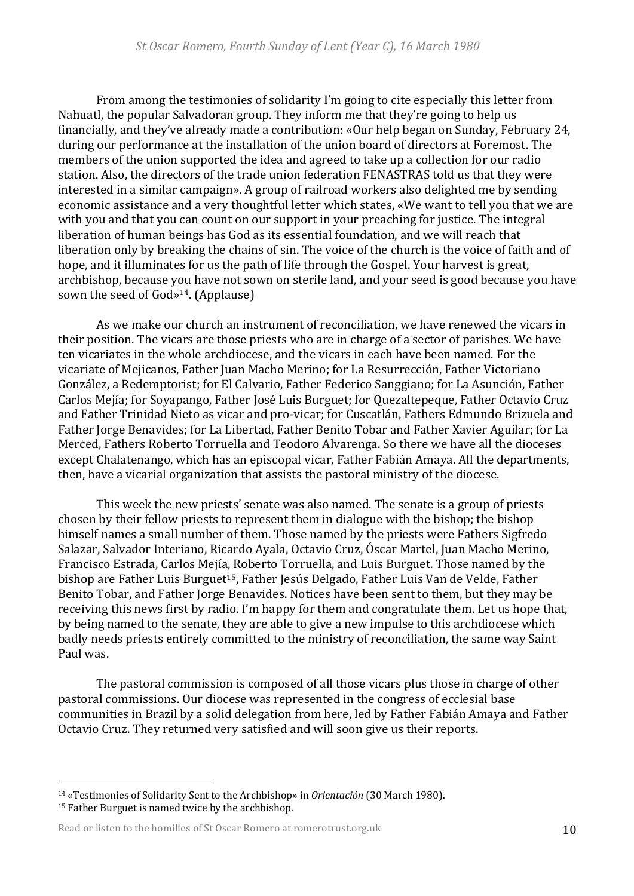From among the testimonies of solidarity I'm going to cite especially this letter from Nahuatl, the popular Salvadoran group. They inform me that they're going to help us financially, and they've already made a contribution: «Our help began on Sunday, February 24, during our performance at the installation of the union board of directors at Foremost. The members of the union supported the idea and agreed to take up a collection for our radio station. Also, the directors of the trade union federation FENASTRAS told us that they were interested in a similar campaign». A group of railroad workers also delighted me by sending economic assistance and a very thoughtful letter which states, «We want to tell you that we are with you and that you can count on our support in your preaching for justice. The integral liberation of human beings has God as its essential foundation, and we will reach that liberation only by breaking the chains of sin. The voice of the church is the voice of faith and of hope, and it illuminates for us the path of life through the Gospel. Your harvest is great, archbishop, because you have not sown on sterile land, and your seed is good because you have sown the seed of God»[14]. (Applause)

As we make our church an instrument of reconciliation, we have renewed the vicars in their position. The vicars are those priests who are in charge of a sector of parishes. We have ten vicariates in the whole archdiocese, and the vicars in each have been named. For the vicariate of Mejicanos, Father Juan Macho Merino; for La Resurrección, Father Victoriano González, a Redemptorist; for El Calvario, Father Federico Sanggiano; for La Asunción, Father Carlos Mejía; for Soyapango, Father José Luis Burguet; for Quezaltepeque, Father Octavio Cruz and Father Trinidad Nieto as vicar and pro-vicar; for Cuscatlán, Fathers Edmundo Brizuela and Father Jorge Benavides; for La Libertad, Father Benito Tobar and Father Xavier Aguilar; for La Merced, Fathers Roberto Torruella and Teodoro Alvarenga. So there we have all the dioceses except Chalatenango, which has an episcopal vicar, Father Fabián Amaya. All the departments, then, have a vicarial organization that assists the pastoral ministry of the diocese.

This week the new priests' senate was also named. The senate is a group of priests chosen by their fellow priests to represent them in dialogue with the bishop; the bishop himself names a small number of them. Those named by the priests were Fathers Sigfredo Salazar, Salvador Interiano, Ricardo Ayala, Octavio Cruz, Óscar Martel, Juan Macho Merino, Francisco Estrada, Carlos Mejía, Roberto Torruella, and Luis Burguet. Those named by the bishop are Father Luis Burguet[15], Father Jesús Delgado, Father Luis Van de Velde, Father Benito Tobar, and Father Jorge Benavides. Notices have been sent to them, but they may be receiving this news first by radio. I'm happy for them and congratulate them. Let us hope that, by being named to the senate, they are able to give a new impulse to this archdiocese which badly needs priests entirely committed to the ministry of reconciliation, the same way Saint Paul was.

The pastoral commission is composed of all those vicars plus those in charge of other pastoral commissions. Our diocese was represented in the congress of ecclesial base communities in Brazil by a solid delegation from here, led by Father Fabián Amaya and Father Octavio Cruz. They returned very satisfied and will soon give us their reports.

---

[14] «Testimonies of Solidarity Sent to the Archbishop» in *Orientación* (30 March 1980).

[15] Father Burguet is named twice by the archbishop.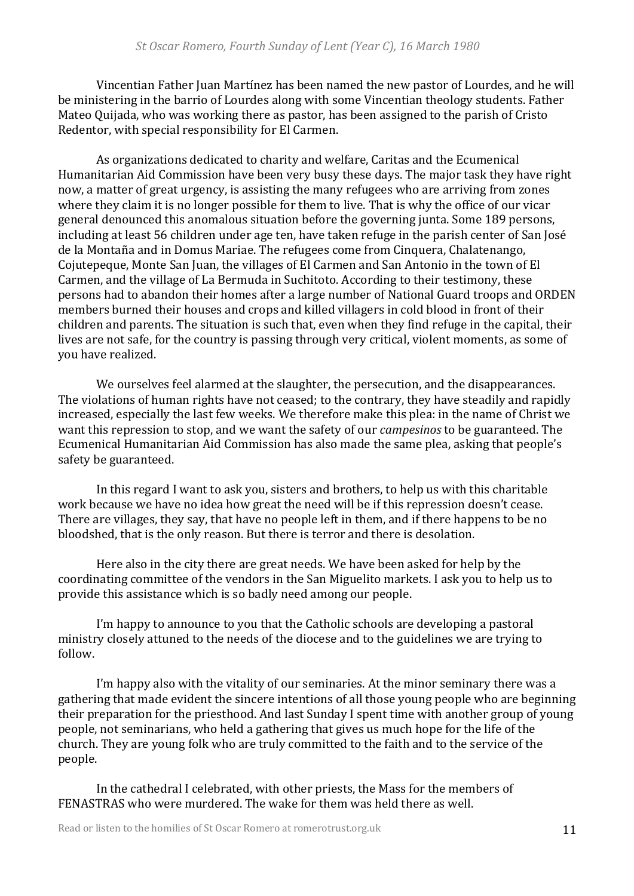Vincentian Father Juan Martínez has been named the new pastor of Lourdes, and he will be ministering in the barrio of Lourdes along with some Vincentian theology students. Father Mateo Quijada, who was working there as pastor, has been assigned to the parish of Cristo Redentor, with special responsibility for El Carmen.

As organizations dedicated to charity and welfare, Caritas and the Ecumenical Humanitarian Aid Commission have been very busy these days. The major task they have right now, a matter of great urgency, is assisting the many refugees who are arriving from zones where they claim it is no longer possible for them to live. That is why the office of our vicar general denounced this anomalous situation before the governing junta. Some 189 persons, including at least 56 children under age ten, have taken refuge in the parish center of San José de la Montaña and in Domus Mariae. The refugees come from Cinquera, Chalatenango, Cojutepeque, Monte San Juan, the villages of El Carmen and San Antonio in the town of El Carmen, and the village of La Bermuda in Suchitoto. According to their testimony, these persons had to abandon their homes after a large number of National Guard troops and ORDEN members burned their houses and crops and killed villagers in cold blood in front of their children and parents. The situation is such that, even when they find refuge in the capital, their lives are not safe, for the country is passing through very critical, violent moments, as some of you have realized.

We ourselves feel alarmed at the slaughter, the persecution, and the disappearances. The violations of human rights have not ceased; to the contrary, they have steadily and rapidly increased, especially the last few weeks. We therefore make this plea: in the name of Christ we want this repression to stop, and we want the safety of our *campesinos* to be guaranteed. The Ecumenical Humanitarian Aid Commission has also made the same plea, asking that people's safety be guaranteed.

In this regard I want to ask you, sisters and brothers, to help us with this charitable work because we have no idea how great the need will be if this repression doesn't cease. There are villages, they say, that have no people left in them, and if there happens to be no bloodshed, that is the only reason. But there is terror and there is desolation.

Here also in the city there are great needs. We have been asked for help by the coordinating committee of the vendors in the San Miguelito markets. I ask you to help us to provide this assistance which is so badly need among our people.

I'm happy to announce to you that the Catholic schools are developing a pastoral ministry closely attuned to the needs of the diocese and to the guidelines we are trying to follow.

I'm happy also with the vitality of our seminaries. At the minor seminary there was a gathering that made evident the sincere intentions of all those young people who are beginning their preparation for the priesthood. And last Sunday I spent time with another group of young people, not seminarians, who held a gathering that gives us much hope for the life of the church. They are young folk who are truly committed to the faith and to the service of the people.

In the cathedral I celebrated, with other priests, the Mass for the members of FENASTRAS who were murdered. The wake for them was held there as well.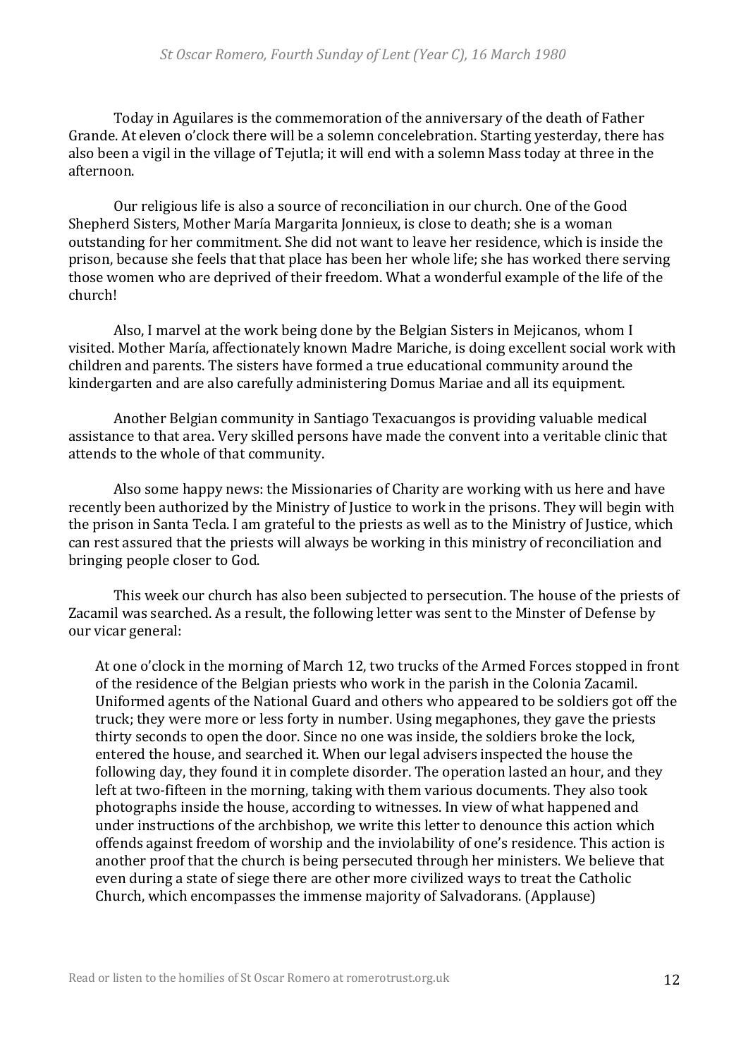Today in Aguilares is the commemoration of the anniversary of the death of Father Grande. At eleven o'clock there will be a solemn concelebration. Starting yesterday, there has also been a vigil in the village of Tejutla; it will end with a solemn Mass today at three in the afternoon.

Our religious life is also a source of reconciliation in our church. One of the Good Shepherd Sisters, Mother María Margarita Jonnieux, is close to death; she is a woman outstanding for her commitment. She did not want to leave her residence, which is inside the prison, because she feels that that place has been her whole life; she has worked there serving those women who are deprived of their freedom. What a wonderful example of the life of the church!

Also, I marvel at the work being done by the Belgian Sisters in Mejicanos, whom I visited. Mother María, affectionately known Madre Mariche, is doing excellent social work with children and parents. The sisters have formed a true educational community around the kindergarten and are also carefully administering Domus Mariae and all its equipment.

Another Belgian community in Santiago Texacuangos is providing valuable medical assistance to that area. Very skilled persons have made the convent into a veritable clinic that attends to the whole of that community.

Also some happy news: the Missionaries of Charity are working with us here and have recently been authorized by the Ministry of Justice to work in the prisons. They will begin with the prison in Santa Tecla. I am grateful to the priests as well as to the Ministry of Justice, which can rest assured that the priests will always be working in this ministry of reconciliation and bringing people closer to God.

This week our church has also been subjected to persecution. The house of the priests of Zacamil was searched. As a result, the following letter was sent to the Minster of Defense by our vicar general:

> At one o'clock in the morning of March 12, two trucks of the Armed Forces stopped in front of the residence of the Belgian priests who work in the parish in the Colonia Zacamil. Uniformed agents of the National Guard and others who appeared to be soldiers got off the truck; they were more or less forty in number. Using megaphones, they gave the priests thirty seconds to open the door. Since no one was inside, the soldiers broke the lock, entered the house, and searched it. When our legal advisers inspected the house the following day, they found it in complete disorder. The operation lasted an hour, and they left at two-fifteen in the morning, taking with them various documents. They also took photographs inside the house, according to witnesses. In view of what happened and under instructions of the archbishop, we write this letter to denounce this action which offends against freedom of worship and the inviolability of one's residence. This action is another proof that the church is being persecuted through her ministers. We believe that even during a state of siege there are other more civilized ways to treat the Catholic Church, which encompasses the immense majority of Salvadorans. (Applause)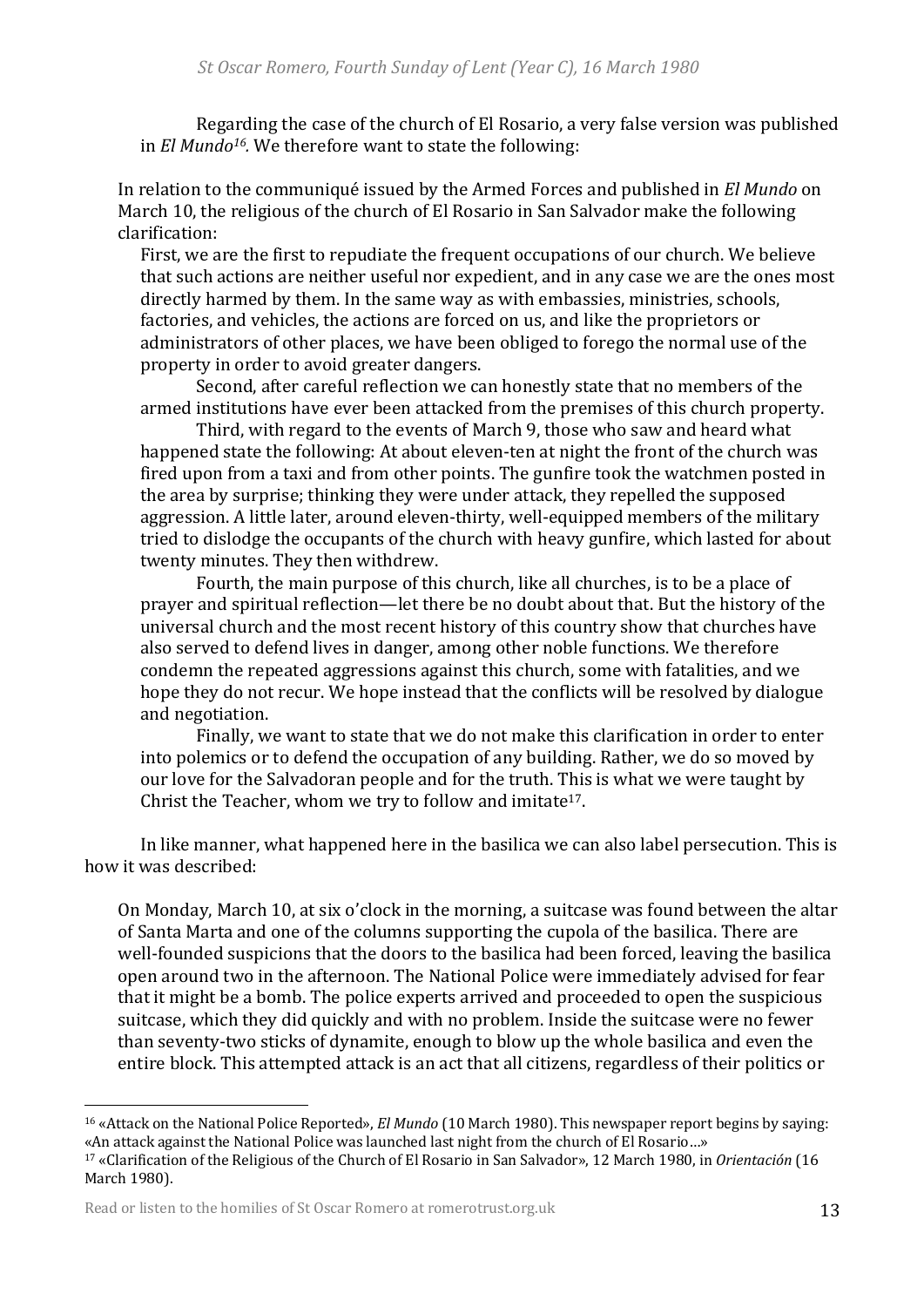Regarding the case of the church of El Rosario, a very false version was published in *El Mundo*[16]. We therefore want to state the following:

> In relation to the communiqué issued by the Armed Forces and published in *El Mundo* on March 10, the religious of the church of El Rosario in San Salvador make the following clarification:
>
> First, we are the first to repudiate the frequent occupations of our church. We believe that such actions are neither useful nor expedient, and in any case we are the ones most directly harmed by them. In the same way as with embassies, ministries, schools, factories, and vehicles, the actions are forced on us, and like the proprietors or administrators of other places, we have been obliged to forego the normal use of the property in order to avoid greater dangers.
>
> Second, after careful reflection we can honestly state that no members of the armed institutions have ever been attacked from the premises of this church property.
>
> Third, with regard to the events of March 9, those who saw and heard what happened state the following: At about eleven-ten at night the front of the church was fired upon from a taxi and from other points. The gunfire took the watchmen posted in the area by surprise; thinking they were under attack, they repelled the supposed aggression. A little later, around eleven-thirty, well-equipped members of the military tried to dislodge the occupants of the church with heavy gunfire, which lasted for about twenty minutes. They then withdrew.
>
> Fourth, the main purpose of this church, like all churches, is to be a place of prayer and spiritual reflection—let there be no doubt about that. But the history of the universal church and the most recent history of this country show that churches have also served to defend lives in danger, among other noble functions. We therefore condemn the repeated aggressions against this church, some with fatalities, and we hope they do not recur. We hope instead that the conflicts will be resolved by dialogue and negotiation.
>
> Finally, we want to state that we do not make this clarification in order to enter into polemics or to defend the occupation of any building. Rather, we do so moved by our love for the Salvadoran people and for the truth. This is what we were taught by Christ the Teacher, whom we try to follow and imitate[17].

In like manner, what happened here in the basilica we can also label persecution. This is how it was described:

> On Monday, March 10, at six o'clock in the morning, a suitcase was found between the altar of Santa Marta and one of the columns supporting the cupola of the basilica. There are well-founded suspicions that the doors to the basilica had been forced, leaving the basilica open around two in the afternoon. The National Police were immediately advised for fear that it might be a bomb. The police experts arrived and proceeded to open the suspicious suitcase, which they did quickly and with no problem. Inside the suitcase were no fewer than seventy-two sticks of dynamite, enough to blow up the whole basilica and even the entire block. This attempted attack is an act that all citizens, regardless of their politics or

---

[16] «Attack on the National Police Reported», *El Mundo* (10 March 1980). This newspaper report begins by saying: «An attack against the National Police was launched last night from the church of El Rosario…»

[17] «Clarification of the Religious of the Church of El Rosario in San Salvador», 12 March 1980, in *Orientación* (16 March 1980).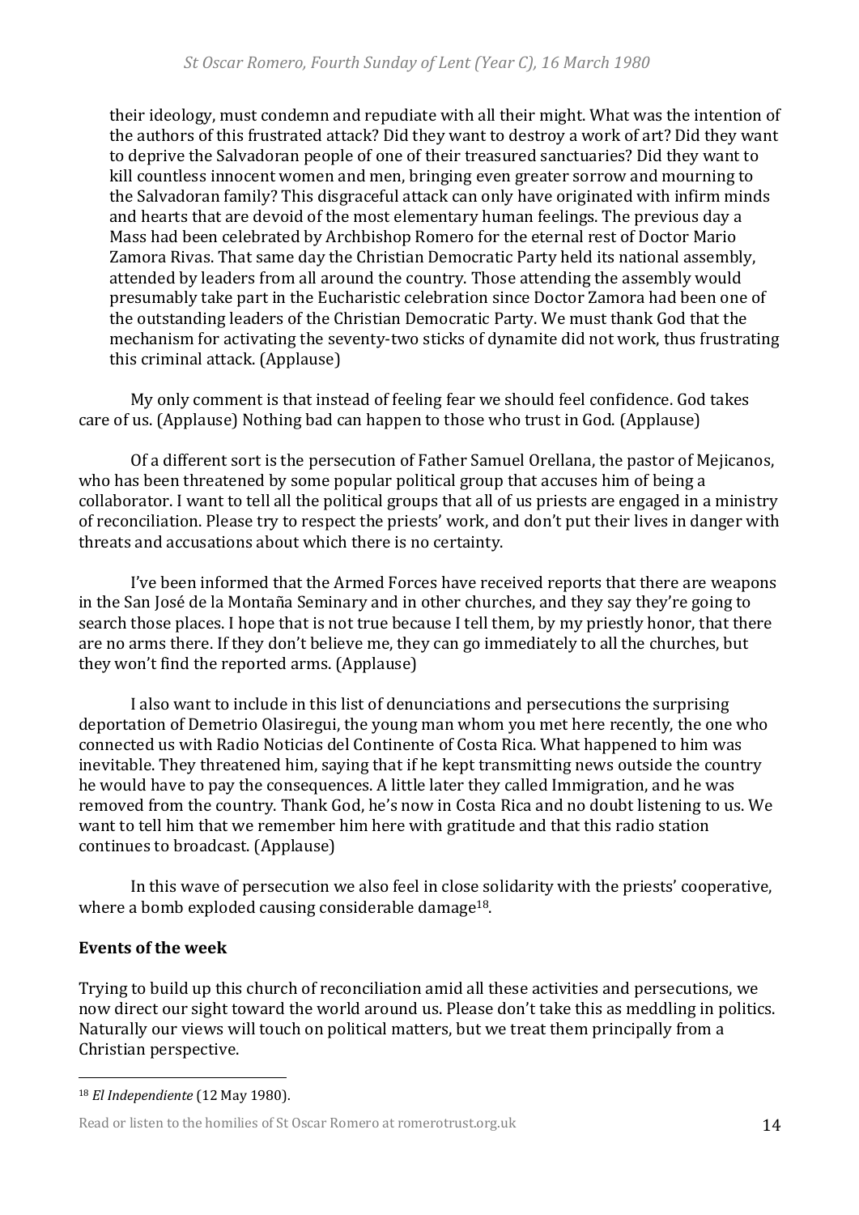their ideology, must condemn and repudiate with all their might. What was the intention of the authors of this frustrated attack? Did they want to destroy a work of art? Did they want to deprive the Salvadoran people of one of their treasured sanctuaries? Did they want to kill countless innocent women and men, bringing even greater sorrow and mourning to the Salvadoran family? This disgraceful attack can only have originated with infirm minds and hearts that are devoid of the most elementary human feelings. The previous day a Mass had been celebrated by Archbishop Romero for the eternal rest of Doctor Mario Zamora Rivas. That same day the Christian Democratic Party held its national assembly, attended by leaders from all around the country. Those attending the assembly would presumably take part in the Eucharistic celebration since Doctor Zamora had been one of the outstanding leaders of the Christian Democratic Party. We must thank God that the mechanism for activating the seventy-two sticks of dynamite did not work, thus frustrating this criminal attack. (Applause)

My only comment is that instead of feeling fear we should feel confidence. God takes care of us. (Applause) Nothing bad can happen to those who trust in God. (Applause)

Of a different sort is the persecution of Father Samuel Orellana, the pastor of Mejicanos, who has been threatened by some popular political group that accuses him of being a collaborator. I want to tell all the political groups that all of us priests are engaged in a ministry of reconciliation. Please try to respect the priests' work, and don't put their lives in danger with threats and accusations about which there is no certainty.

I've been informed that the Armed Forces have received reports that there are weapons in the San José de la Montaña Seminary and in other churches, and they say they're going to search those places. I hope that is not true because I tell them, by my priestly honor, that there are no arms there. If they don't believe me, they can go immediately to all the churches, but they won't find the reported arms. (Applause)

I also want to include in this list of denunciations and persecutions the surprising deportation of Demetrio Olasiregui, the young man whom you met here recently, the one who connected us with Radio Noticias del Continente of Costa Rica. What happened to him was inevitable. They threatened him, saying that if he kept transmitting news outside the country he would have to pay the consequences. A little later they called Immigration, and he was removed from the country. Thank God, he's now in Costa Rica and no doubt listening to us. We want to tell him that we remember him here with gratitude and that this radio station continues to broadcast. (Applause)

In this wave of persecution we also feel in close solidarity with the priests' cooperative, where a bomb exploded causing considerable damage[18].

**Events of the week**

Trying to build up this church of reconciliation amid all these activities and persecutions, we now direct our sight toward the world around us. Please don't take this as meddling in politics. Naturally our views will touch on political matters, but we treat them principally from a Christian perspective.

[18] *El Independiente* (12 May 1980).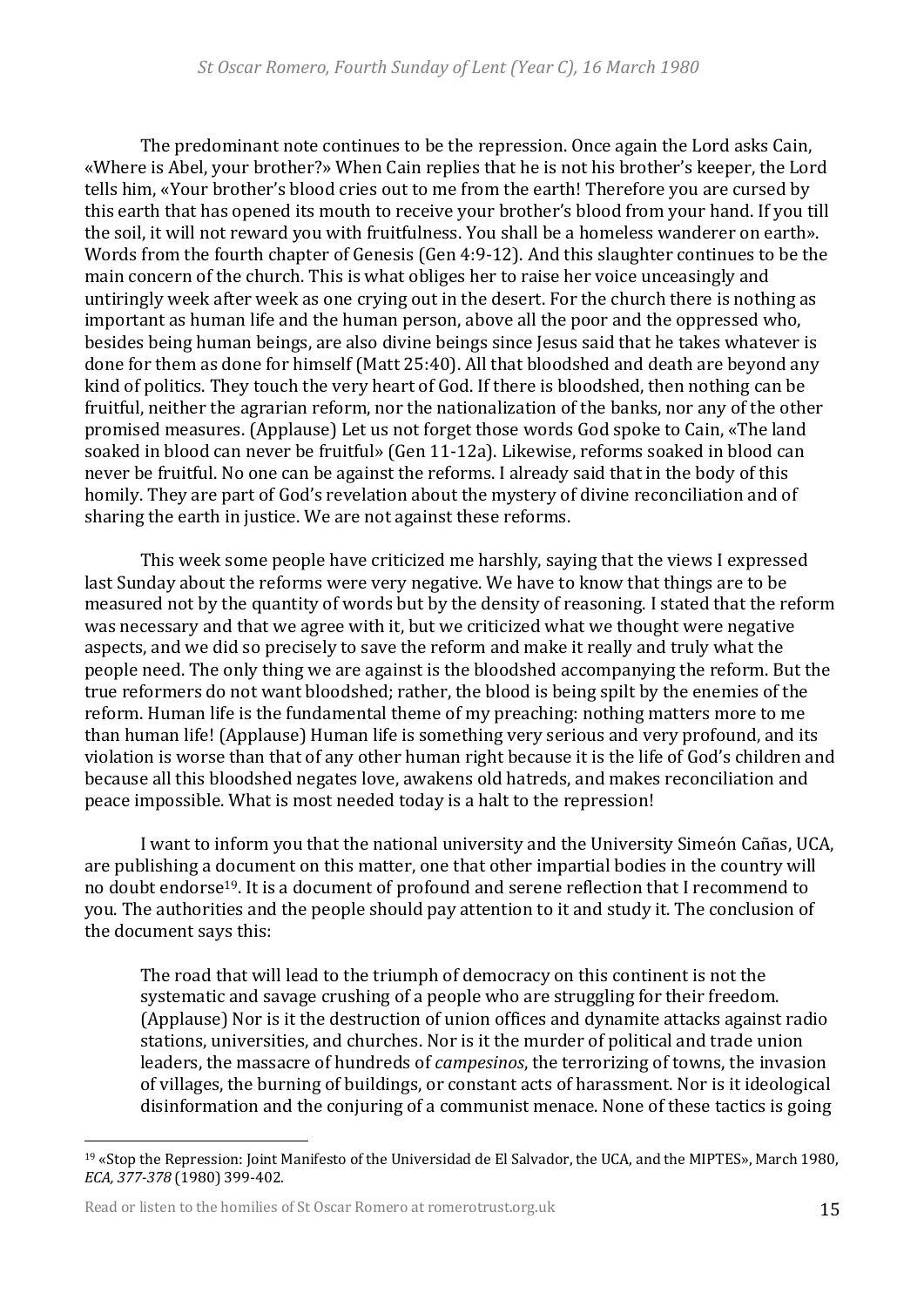The predominant note continues to be the repression. Once again the Lord asks Cain, «Where is Abel, your brother?» When Cain replies that he is not his brother's keeper, the Lord tells him, «Your brother's blood cries out to me from the earth! Therefore you are cursed by this earth that has opened its mouth to receive your brother's blood from your hand. If you till the soil, it will not reward you with fruitfulness. You shall be a homeless wanderer on earth». Words from the fourth chapter of Genesis (Gen 4:9-12). And this slaughter continues to be the main concern of the church. This is what obliges her to raise her voice unceasingly and untiringly week after week as one crying out in the desert. For the church there is nothing as important as human life and the human person, above all the poor and the oppressed who, besides being human beings, are also divine beings since Jesus said that he takes whatever is done for them as done for himself (Matt 25:40). All that bloodshed and death are beyond any kind of politics. They touch the very heart of God. If there is bloodshed, then nothing can be fruitful, neither the agrarian reform, nor the nationalization of the banks, nor any of the other promised measures. (Applause) Let us not forget those words God spoke to Cain, «The land soaked in blood can never be fruitful» (Gen 11-12a). Likewise, reforms soaked in blood can never be fruitful. No one can be against the reforms. I already said that in the body of this homily. They are part of God's revelation about the mystery of divine reconciliation and of sharing the earth in justice. We are not against these reforms.

This week some people have criticized me harshly, saying that the views I expressed last Sunday about the reforms were very negative. We have to know that things are to be measured not by the quantity of words but by the density of reasoning. I stated that the reform was necessary and that we agree with it, but we criticized what we thought were negative aspects, and we did so precisely to save the reform and make it really and truly what the people need. The only thing we are against is the bloodshed accompanying the reform. But the true reformers do not want bloodshed; rather, the blood is being spilt by the enemies of the reform. Human life is the fundamental theme of my preaching: nothing matters more to me than human life! (Applause) Human life is something very serious and very profound, and its violation is worse than that of any other human right because it is the life of God's children and because all this bloodshed negates love, awakens old hatreds, and makes reconciliation and peace impossible. What is most needed today is a halt to the repression!

I want to inform you that the national university and the University Simeón Cañas, UCA, are publishing a document on this matter, one that other impartial bodies in the country will no doubt endorse[19]. It is a document of profound and serene reflection that I recommend to you. The authorities and the people should pay attention to it and study it. The conclusion of the document says this:

> The road that will lead to the triumph of democracy on this continent is not the systematic and savage crushing of a people who are struggling for their freedom. (Applause) Nor is it the destruction of union offices and dynamite attacks against radio stations, universities, and churches. Nor is it the murder of political and trade union leaders, the massacre of hundreds of *campesinos*, the terrorizing of towns, the invasion of villages, the burning of buildings, or constant acts of harassment. Nor is it ideological disinformation and the conjuring of a communist menace. None of these tactics is going

---

[19] «Stop the Repression: Joint Manifesto of the Universidad de El Salvador, the UCA, and the MIPTES», March 1980, *ECA, 377-378* (1980) 399-402.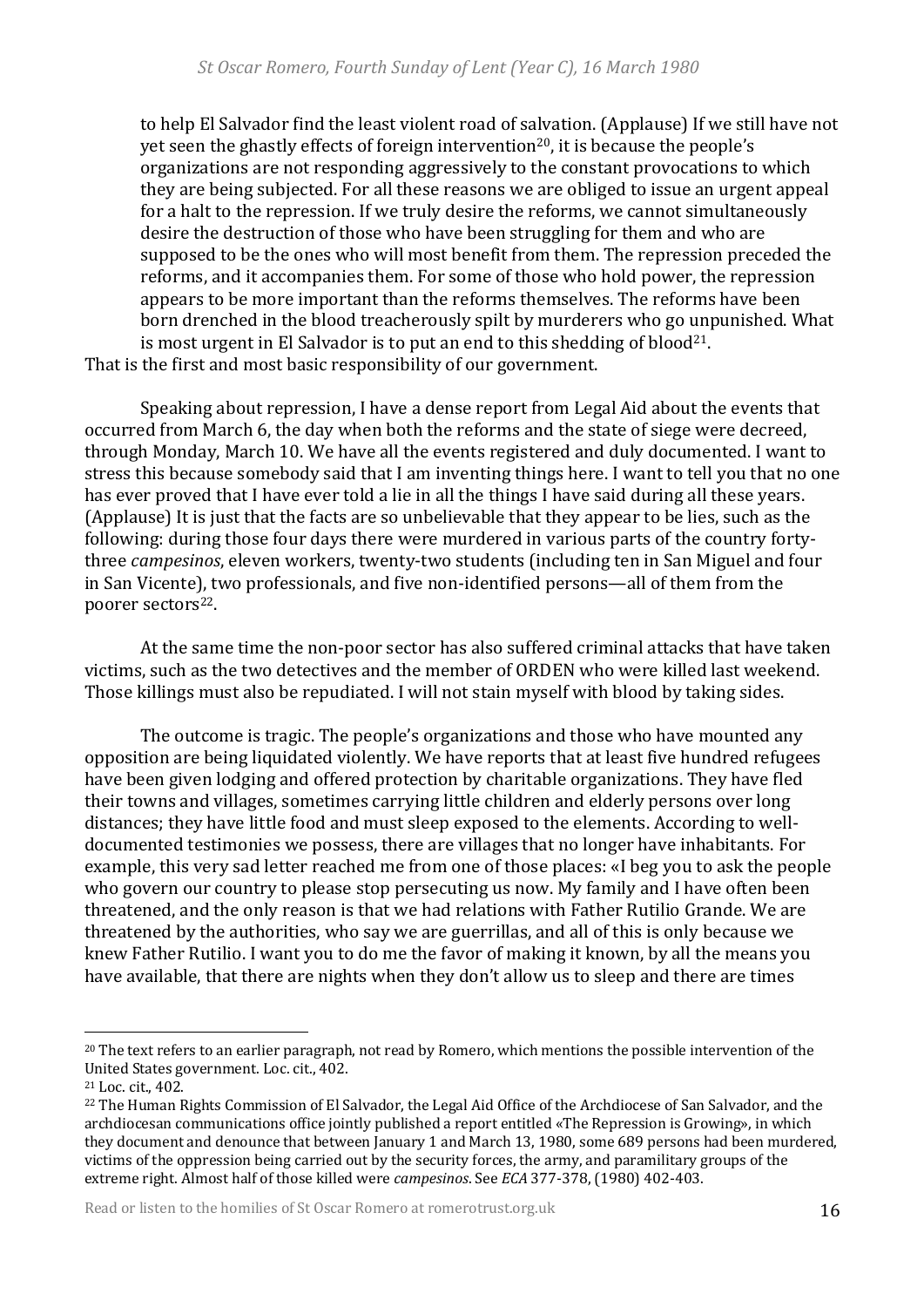to help El Salvador find the least violent road of salvation. (Applause) If we still have not yet seen the ghastly effects of foreign intervention[20], it is because the people's organizations are not responding aggressively to the constant provocations to which they are being subjected. For all these reasons we are obliged to issue an urgent appeal for a halt to the repression. If we truly desire the reforms, we cannot simultaneously desire the destruction of those who have been struggling for them and who are supposed to be the ones who will most benefit from them. The repression preceded the reforms, and it accompanies them. For some of those who hold power, the repression appears to be more important than the reforms themselves. The reforms have been born drenched in the blood treacherously spilt by murderers who go unpunished. What is most urgent in El Salvador is to put an end to this shedding of blood[21].

That is the first and most basic responsibility of our government.

Speaking about repression, I have a dense report from Legal Aid about the events that occurred from March 6, the day when both the reforms and the state of siege were decreed, through Monday, March 10. We have all the events registered and duly documented. I want to stress this because somebody said that I am inventing things here. I want to tell you that no one has ever proved that I have ever told a lie in all the things I have said during all these years. (Applause) It is just that the facts are so unbelievable that they appear to be lies, such as the following: during those four days there were murdered in various parts of the country forty-three *campesinos*, eleven workers, twenty-two students (including ten in San Miguel and four in San Vicente), two professionals, and five non-identified persons—all of them from the poorer sectors[22].

At the same time the non-poor sector has also suffered criminal attacks that have taken victims, such as the two detectives and the member of ORDEN who were killed last weekend. Those killings must also be repudiated. I will not stain myself with blood by taking sides.

The outcome is tragic. The people's organizations and those who have mounted any opposition are being liquidated violently. We have reports that at least five hundred refugees have been given lodging and offered protection by charitable organizations. They have fled their towns and villages, sometimes carrying little children and elderly persons over long distances; they have little food and must sleep exposed to the elements. According to well-documented testimonies we possess, there are villages that no longer have inhabitants. For example, this very sad letter reached me from one of those places: «I beg you to ask the people who govern our country to please stop persecuting us now. My family and I have often been threatened, and the only reason is that we had relations with Father Rutilio Grande. We are threatened by the authorities, who say we are guerrillas, and all of this is only because we knew Father Rutilio. I want you to do me the favor of making it known, by all the means you have available, that there are nights when they don't allow us to sleep and there are times

---

[20] The text refers to an earlier paragraph, not read by Romero, which mentions the possible intervention of the United States government. Loc. cit., 402.

[21] Loc. cit., 402.

[22] The Human Rights Commission of El Salvador, the Legal Aid Office of the Archdiocese of San Salvador, and the archdiocesan communications office jointly published a report entitled «The Repression is Growing», in which they document and denounce that between January 1 and March 13, 1980, some 689 persons had been murdered, victims of the oppression being carried out by the security forces, the army, and paramilitary groups of the extreme right. Almost half of those killed were *campesinos*. See *ECA* 377-378, (1980) 402-403.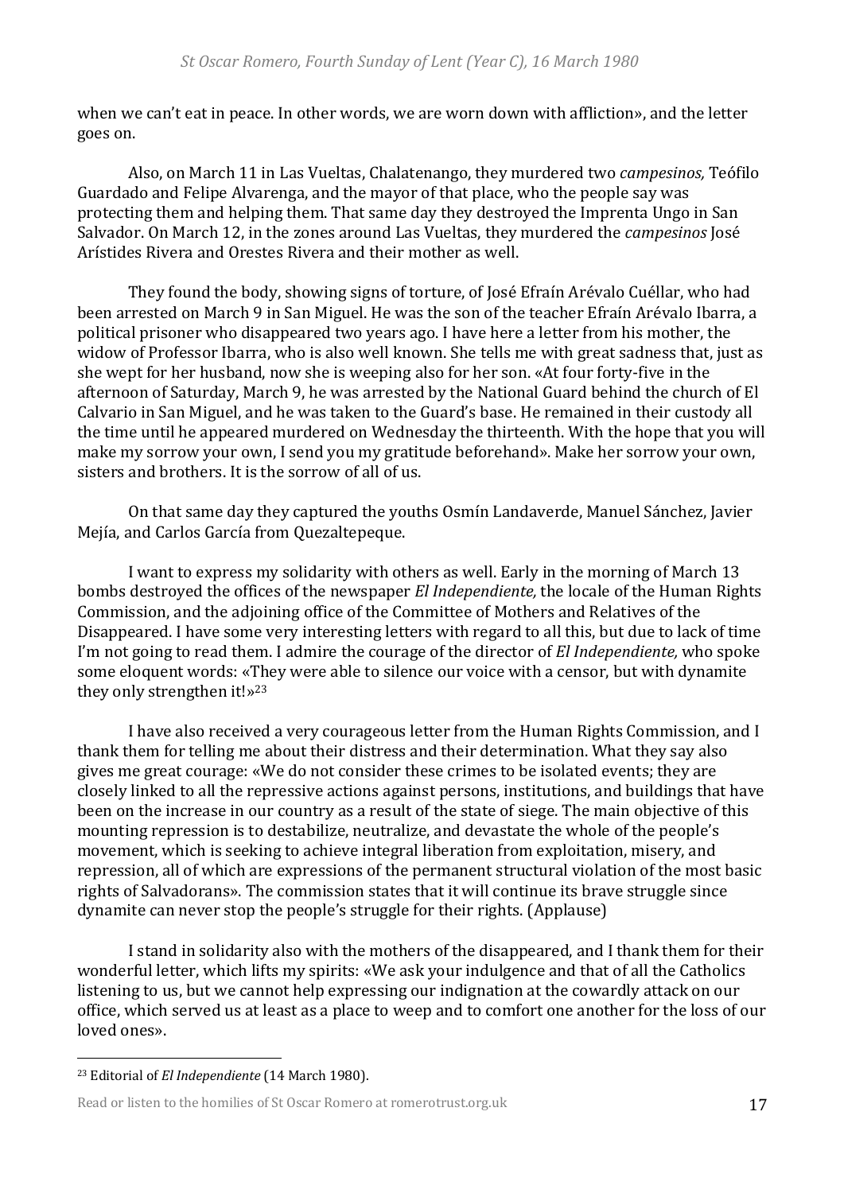when we can't eat in peace. In other words, we are worn down with affliction», and the letter goes on.

Also, on March 11 in Las Vueltas, Chalatenango, they murdered two *campesinos,* Teófilo Guardado and Felipe Alvarenga, and the mayor of that place, who the people say was protecting them and helping them. That same day they destroyed the Imprenta Ungo in San Salvador. On March 12, in the zones around Las Vueltas, they murdered the *campesinos* José Arístides Rivera and Orestes Rivera and their mother as well.

They found the body, showing signs of torture, of José Efraín Arévalo Cuéllar, who had been arrested on March 9 in San Miguel. He was the son of the teacher Efraín Arévalo Ibarra, a political prisoner who disappeared two years ago. I have here a letter from his mother, the widow of Professor Ibarra, who is also well known. She tells me with great sadness that, just as she wept for her husband, now she is weeping also for her son. «At four forty-five in the afternoon of Saturday, March 9, he was arrested by the National Guard behind the church of El Calvario in San Miguel, and he was taken to the Guard's base. He remained in their custody all the time until he appeared murdered on Wednesday the thirteenth. With the hope that you will make my sorrow your own, I send you my gratitude beforehand». Make her sorrow your own, sisters and brothers. It is the sorrow of all of us.

On that same day they captured the youths Osmín Landaverde, Manuel Sánchez, Javier Mejía, and Carlos García from Quezaltepeque.

I want to express my solidarity with others as well. Early in the morning of March 13 bombs destroyed the offices of the newspaper *El Independiente,* the locale of the Human Rights Commission, and the adjoining office of the Committee of Mothers and Relatives of the Disappeared. I have some very interesting letters with regard to all this, but due to lack of time I'm not going to read them. I admire the courage of the director of *El Independiente,* who spoke some eloquent words: «They were able to silence our voice with a censor, but with dynamite they only strengthen it!»[23]

I have also received a very courageous letter from the Human Rights Commission, and I thank them for telling me about their distress and their determination. What they say also gives me great courage: «We do not consider these crimes to be isolated events; they are closely linked to all the repressive actions against persons, institutions, and buildings that have been on the increase in our country as a result of the state of siege. The main objective of this mounting repression is to destabilize, neutralize, and devastate the whole of the people's movement, which is seeking to achieve integral liberation from exploitation, misery, and repression, all of which are expressions of the permanent structural violation of the most basic rights of Salvadorans». The commission states that it will continue its brave struggle since dynamite can never stop the people's struggle for their rights. (Applause)

I stand in solidarity also with the mothers of the disappeared, and I thank them for their wonderful letter, which lifts my spirits: «We ask your indulgence and that of all the Catholics listening to us, but we cannot help expressing our indignation at the cowardly attack on our office, which served us at least as a place to weep and to comfort one another for the loss of our loved ones».

---

[23] Editorial of *El Independiente* (14 March 1980).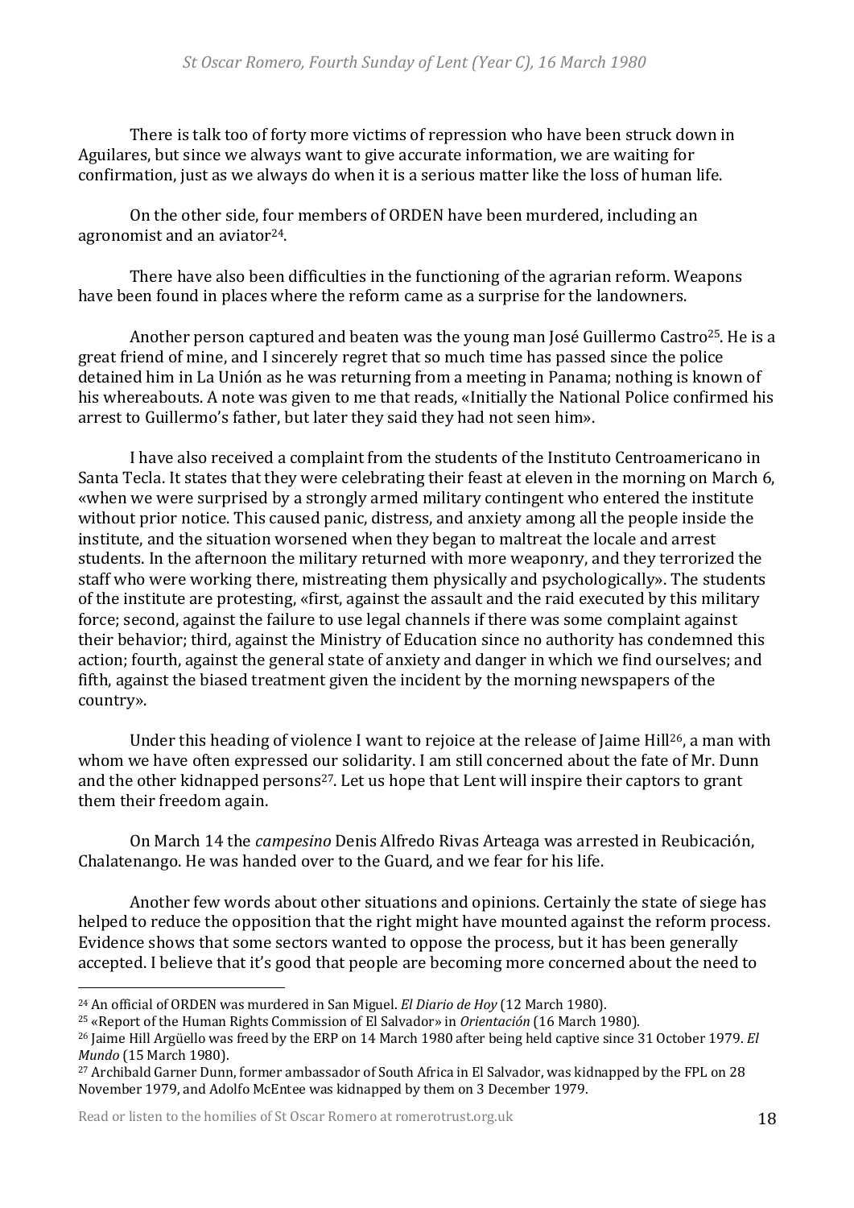There is talk too of forty more victims of repression who have been struck down in Aguilares, but since we always want to give accurate information, we are waiting for confirmation, just as we always do when it is a serious matter like the loss of human life.

On the other side, four members of ORDEN have been murdered, including an agronomist and an aviator[24].

There have also been difficulties in the functioning of the agrarian reform. Weapons have been found in places where the reform came as a surprise for the landowners.

Another person captured and beaten was the young man José Guillermo Castro[25]. He is a great friend of mine, and I sincerely regret that so much time has passed since the police detained him in La Unión as he was returning from a meeting in Panama; nothing is known of his whereabouts. A note was given to me that reads, «Initially the National Police confirmed his arrest to Guillermo's father, but later they said they had not seen him».

I have also received a complaint from the students of the Instituto Centroamericano in Santa Tecla. It states that they were celebrating their feast at eleven in the morning on March 6, «when we were surprised by a strongly armed military contingent who entered the institute without prior notice. This caused panic, distress, and anxiety among all the people inside the institute, and the situation worsened when they began to maltreat the locale and arrest students. In the afternoon the military returned with more weaponry, and they terrorized the staff who were working there, mistreating them physically and psychologically». The students of the institute are protesting, «first, against the assault and the raid executed by this military force; second, against the failure to use legal channels if there was some complaint against their behavior; third, against the Ministry of Education since no authority has condemned this action; fourth, against the general state of anxiety and danger in which we find ourselves; and fifth, against the biased treatment given the incident by the morning newspapers of the country».

Under this heading of violence I want to rejoice at the release of Jaime Hill[26], a man with whom we have often expressed our solidarity. I am still concerned about the fate of Mr. Dunn and the other kidnapped persons[27]. Let us hope that Lent will inspire their captors to grant them their freedom again.

On March 14 the *campesino* Denis Alfredo Rivas Arteaga was arrested in Reubicación, Chalatenango. He was handed over to the Guard, and we fear for his life.

Another few words about other situations and opinions. Certainly the state of siege has helped to reduce the opposition that the right might have mounted against the reform process. Evidence shows that some sectors wanted to oppose the process, but it has been generally accepted. I believe that it's good that people are becoming more concerned about the need to

---

[24] An official of ORDEN was murdered in San Miguel. *El Diario de Hoy* (12 March 1980).

[25] «Report of the Human Rights Commission of El Salvador» in *Orientación* (16 March 1980).

[26] Jaime Hill Argüello was freed by the ERP on 14 March 1980 after being held captive since 31 October 1979. *El Mundo* (15 March 1980).

[27] Archibald Garner Dunn, former ambassador of South Africa in El Salvador, was kidnapped by the FPL on 28 November 1979, and Adolfo McEntee was kidnapped by them on 3 December 1979.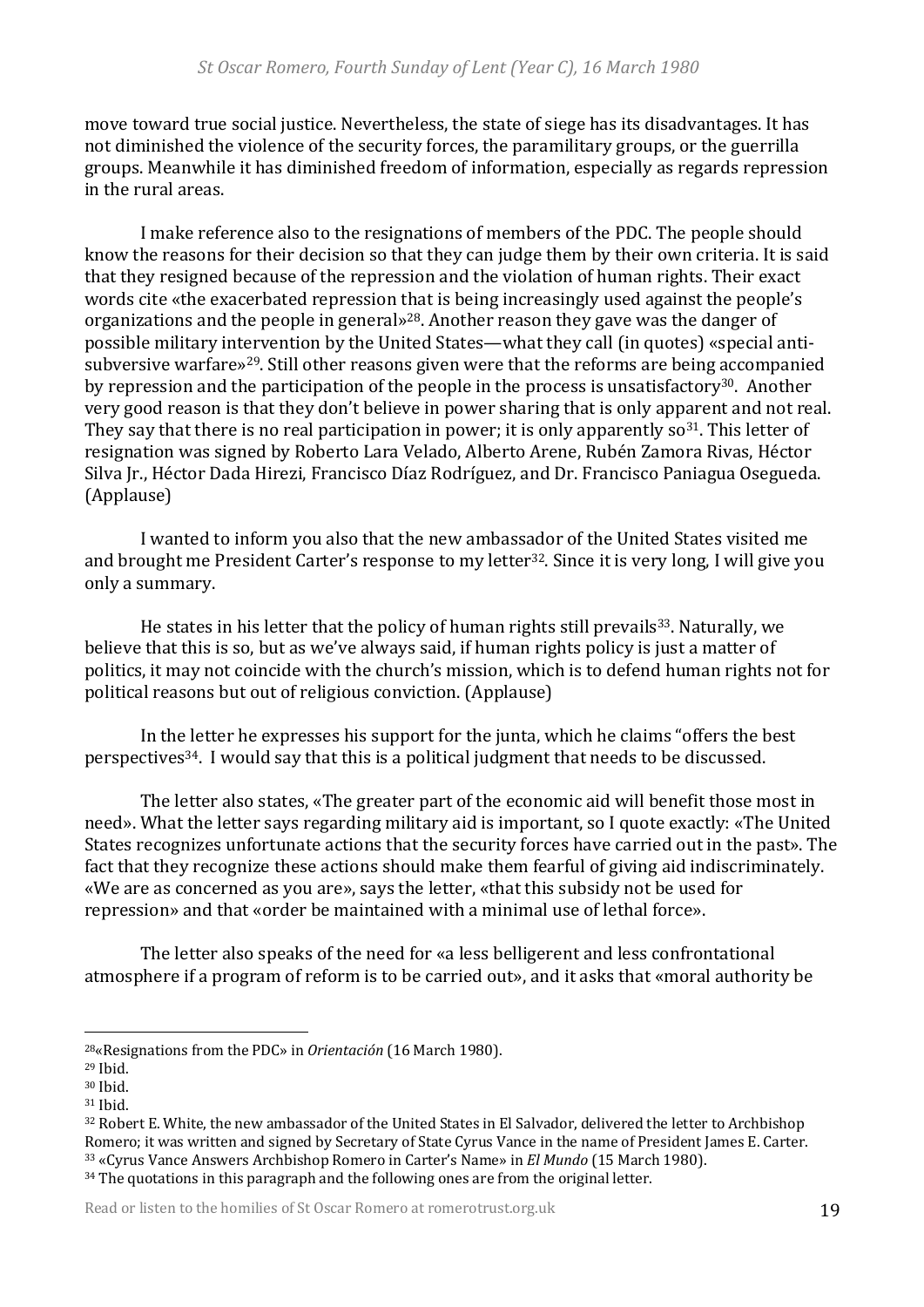move toward true social justice. Nevertheless, the state of siege has its disadvantages. It has not diminished the violence of the security forces, the paramilitary groups, or the guerrilla groups. Meanwhile it has diminished freedom of information, especially as regards repression in the rural areas.

I make reference also to the resignations of members of the PDC. The people should know the reasons for their decision so that they can judge them by their own criteria. It is said that they resigned because of the repression and the violation of human rights. Their exact words cite «the exacerbated repression that is being increasingly used against the people's organizations and the people in general»[28]. Another reason they gave was the danger of possible military intervention by the United States—what they call (in quotes) «special anti-subversive warfare»[29]. Still other reasons given were that the reforms are being accompanied by repression and the participation of the people in the process is unsatisfactory[30]. Another very good reason is that they don't believe in power sharing that is only apparent and not real. They say that there is no real participation in power; it is only apparently so[31]. This letter of resignation was signed by Roberto Lara Velado, Alberto Arene, Rubén Zamora Rivas, Héctor Silva Jr., Héctor Dada Hirezi, Francisco Díaz Rodríguez, and Dr. Francisco Paniagua Osegueda. (Applause)

I wanted to inform you also that the new ambassador of the United States visited me and brought me President Carter's response to my letter[32]. Since it is very long, I will give you only a summary.

He states in his letter that the policy of human rights still prevails[33]. Naturally, we believe that this is so, but as we've always said, if human rights policy is just a matter of politics, it may not coincide with the church's mission, which is to defend human rights not for political reasons but out of religious conviction. (Applause)

In the letter he expresses his support for the junta, which he claims "offers the best perspectives[34]. I would say that this is a political judgment that needs to be discussed.

The letter also states, «The greater part of the economic aid will benefit those most in need». What the letter says regarding military aid is important, so I quote exactly: «The United States recognizes unfortunate actions that the security forces have carried out in the past». The fact that they recognize these actions should make them fearful of giving aid indiscriminately. «We are as concerned as you are», says the letter, «that this subsidy not be used for repression» and that «order be maintained with a minimal use of lethal force».

The letter also speaks of the need for «a less belligerent and less confrontational atmosphere if a program of reform is to be carried out», and it asks that «moral authority be

---

[28]«Resignations from the PDC» in *Orientación* (16 March 1980).

[29] Ibid.

[30] Ibid.

[31] Ibid.

[32] Robert E. White, the new ambassador of the United States in El Salvador, delivered the letter to Archbishop Romero; it was written and signed by Secretary of State Cyrus Vance in the name of President James E. Carter.

[33] «Cyrus Vance Answers Archbishop Romero in Carter's Name» in *El Mundo* (15 March 1980).

[34] The quotations in this paragraph and the following ones are from the original letter.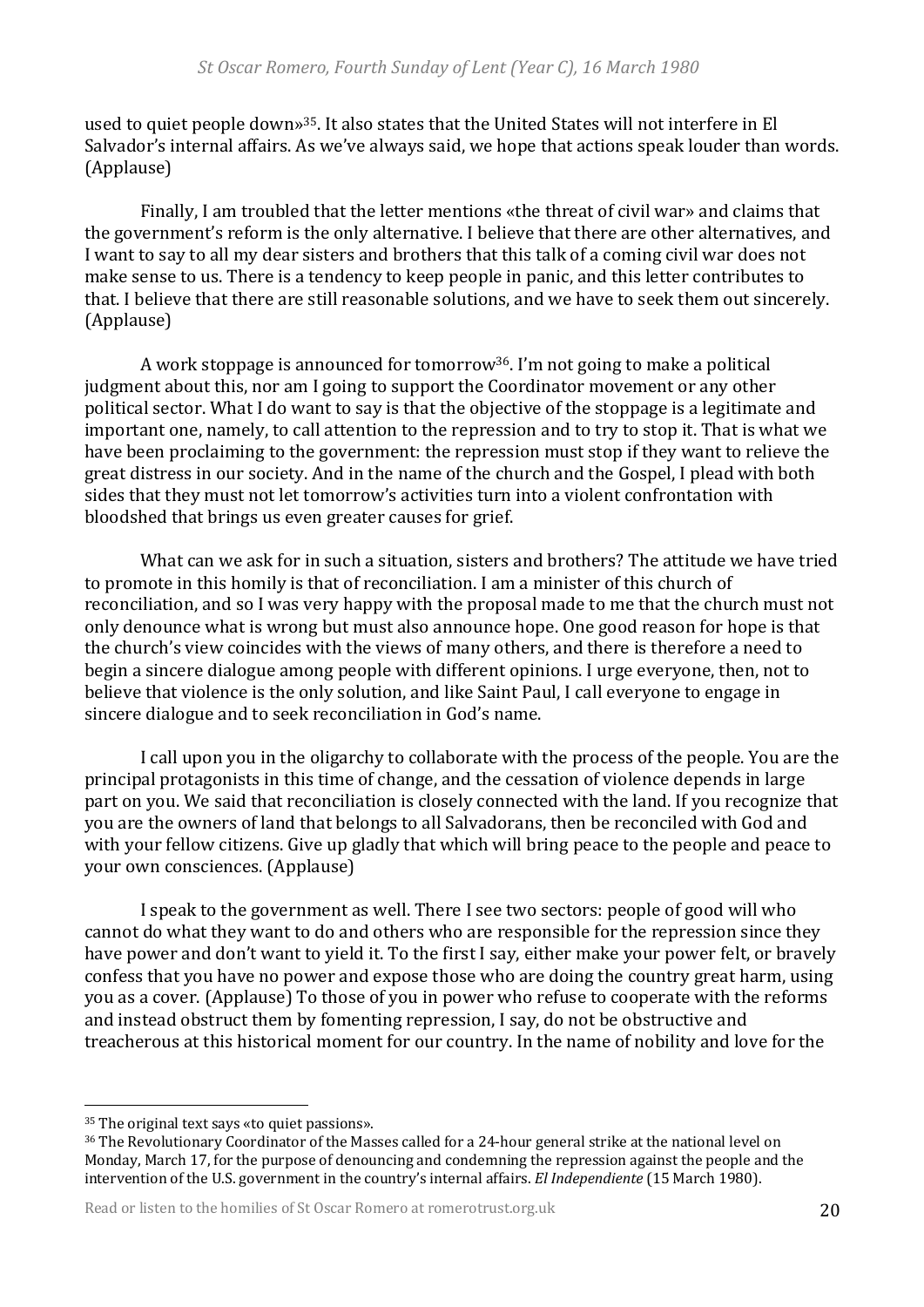used to quiet people down»[35]. It also states that the United States will not interfere in El Salvador's internal affairs. As we've always said, we hope that actions speak louder than words. (Applause)

Finally, I am troubled that the letter mentions «the threat of civil war» and claims that the government's reform is the only alternative. I believe that there are other alternatives, and I want to say to all my dear sisters and brothers that this talk of a coming civil war does not make sense to us. There is a tendency to keep people in panic, and this letter contributes to that. I believe that there are still reasonable solutions, and we have to seek them out sincerely. (Applause)

A work stoppage is announced for tomorrow[36]. I'm not going to make a political judgment about this, nor am I going to support the Coordinator movement or any other political sector. What I do want to say is that the objective of the stoppage is a legitimate and important one, namely, to call attention to the repression and to try to stop it. That is what we have been proclaiming to the government: the repression must stop if they want to relieve the great distress in our society. And in the name of the church and the Gospel, I plead with both sides that they must not let tomorrow's activities turn into a violent confrontation with bloodshed that brings us even greater causes for grief.

What can we ask for in such a situation, sisters and brothers? The attitude we have tried to promote in this homily is that of reconciliation. I am a minister of this church of reconciliation, and so I was very happy with the proposal made to me that the church must not only denounce what is wrong but must also announce hope. One good reason for hope is that the church's view coincides with the views of many others, and there is therefore a need to begin a sincere dialogue among people with different opinions. I urge everyone, then, not to believe that violence is the only solution, and like Saint Paul, I call everyone to engage in sincere dialogue and to seek reconciliation in God's name.

I call upon you in the oligarchy to collaborate with the process of the people. You are the principal protagonists in this time of change, and the cessation of violence depends in large part on you. We said that reconciliation is closely connected with the land. If you recognize that you are the owners of land that belongs to all Salvadorans, then be reconciled with God and with your fellow citizens. Give up gladly that which will bring peace to the people and peace to your own consciences. (Applause)

I speak to the government as well. There I see two sectors: people of good will who cannot do what they want to do and others who are responsible for the repression since they have power and don't want to yield it. To the first I say, either make your power felt, or bravely confess that you have no power and expose those who are doing the country great harm, using you as a cover. (Applause) To those of you in power who refuse to cooperate with the reforms and instead obstruct them by fomenting repression, I say, do not be obstructive and treacherous at this historical moment for our country. In the name of nobility and love for the

---

[35] The original text says «to quiet passions».

[36] The Revolutionary Coordinator of the Masses called for a 24-hour general strike at the national level on Monday, March 17, for the purpose of denouncing and condemning the repression against the people and the intervention of the U.S. government in the country's internal affairs. *El Independiente* (15 March 1980).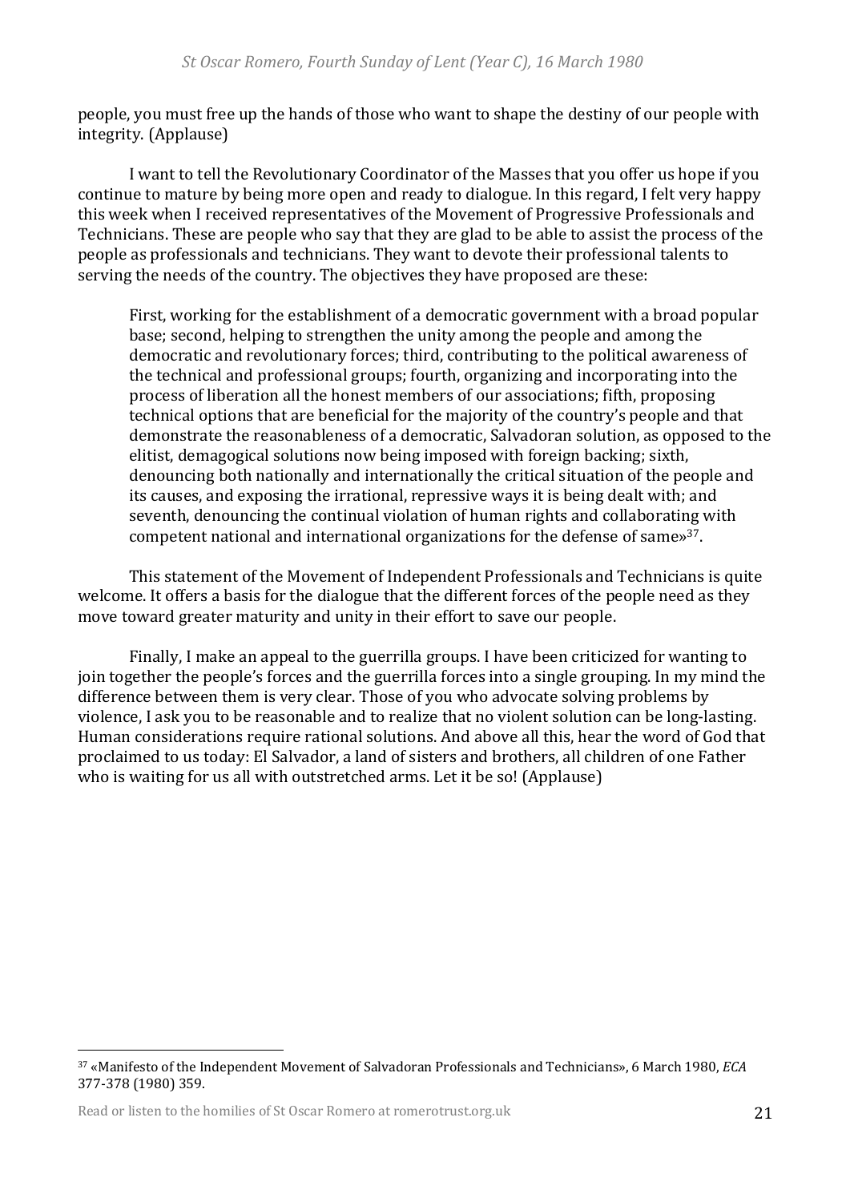people, you must free up the hands of those who want to shape the destiny of our people with integrity. (Applause)

I want to tell the Revolutionary Coordinator of the Masses that you offer us hope if you continue to mature by being more open and ready to dialogue. In this regard, I felt very happy this week when I received representatives of the Movement of Progressive Professionals and Technicians. These are people who say that they are glad to be able to assist the process of the people as professionals and technicians. They want to devote their professional talents to serving the needs of the country. The objectives they have proposed are these:

> First, working for the establishment of a democratic government with a broad popular base; second, helping to strengthen the unity among the people and among the democratic and revolutionary forces; third, contributing to the political awareness of the technical and professional groups; fourth, organizing and incorporating into the process of liberation all the honest members of our associations; fifth, proposing technical options that are beneficial for the majority of the country's people and that demonstrate the reasonableness of a democratic, Salvadoran solution, as opposed to the elitist, demagogical solutions now being imposed with foreign backing; sixth, denouncing both nationally and internationally the critical situation of the people and its causes, and exposing the irrational, repressive ways it is being dealt with; and seventh, denouncing the continual violation of human rights and collaborating with competent national and international organizations for the defense of same»[37].

This statement of the Movement of Independent Professionals and Technicians is quite welcome. It offers a basis for the dialogue that the different forces of the people need as they move toward greater maturity and unity in their effort to save our people.

Finally, I make an appeal to the guerrilla groups. I have been criticized for wanting to join together the people's forces and the guerrilla forces into a single grouping. In my mind the difference between them is very clear. Those of you who advocate solving problems by violence, I ask you to be reasonable and to realize that no violent solution can be long-lasting. Human considerations require rational solutions. And above all this, hear the word of God that proclaimed to us today: El Salvador, a land of sisters and brothers, all children of one Father who is waiting for us all with outstretched arms. Let it be so! (Applause)

---

[37] «Manifesto of the Independent Movement of Salvadoran Professionals and Technicians», 6 March 1980, *ECA* 377-378 (1980) 359.